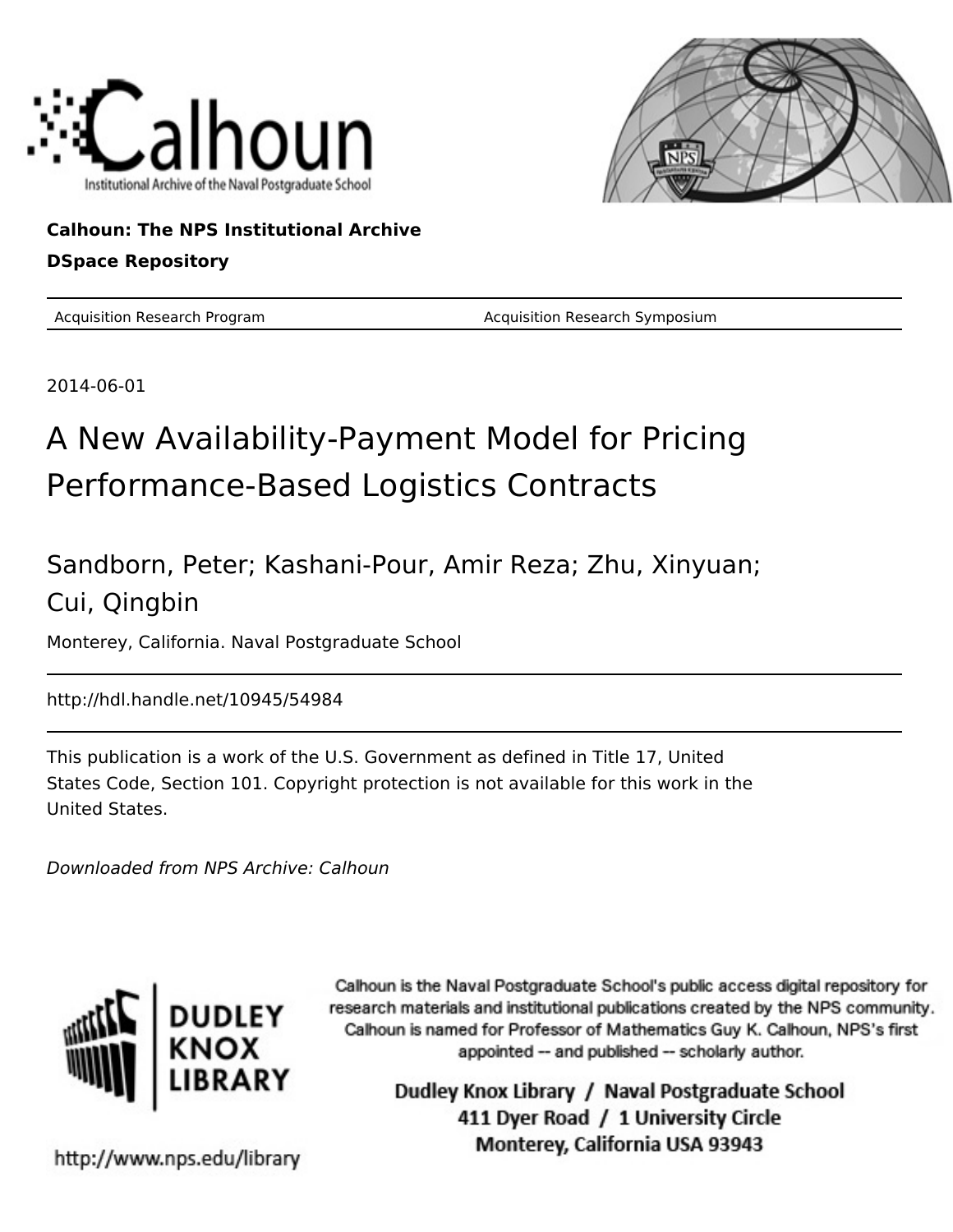Calhoun: The NPS Institutional Archive

DSpace Repository

Acquisition Research Program — Acquisition Research Symposium

2014-06-01

# A New Availability-Payment Model for Pricing Performance-Based Logistics Contracts

Sandborn, Peter; Kashani-Pour, Amir Reza; Zhu, Xinyuan; Cui, Qingbin

Monterey, California. Naval Postgraduate School

http://hdl.handle.net/10945/54984

This publication is a work of the U.S. Government as defined in Title 17, United States Code, Section 101. Copyright protection is not available for this work in the United States.

*Downloaded from NPS Archive: Calhoun*

Calhoun is the Naval Postgraduate School's public access digital repository for research materials and institutional publications created by the NPS community. Calhoun is named for Professor of Mathematics Guy K. Calhoun, NPS's first appointed -- and published -- scholarly author.

Dudley Knox Library / Naval Postgraduate School
411 Dyer Road / 1 University Circle
Monterey, California USA 93943

http://www.nps.edu/library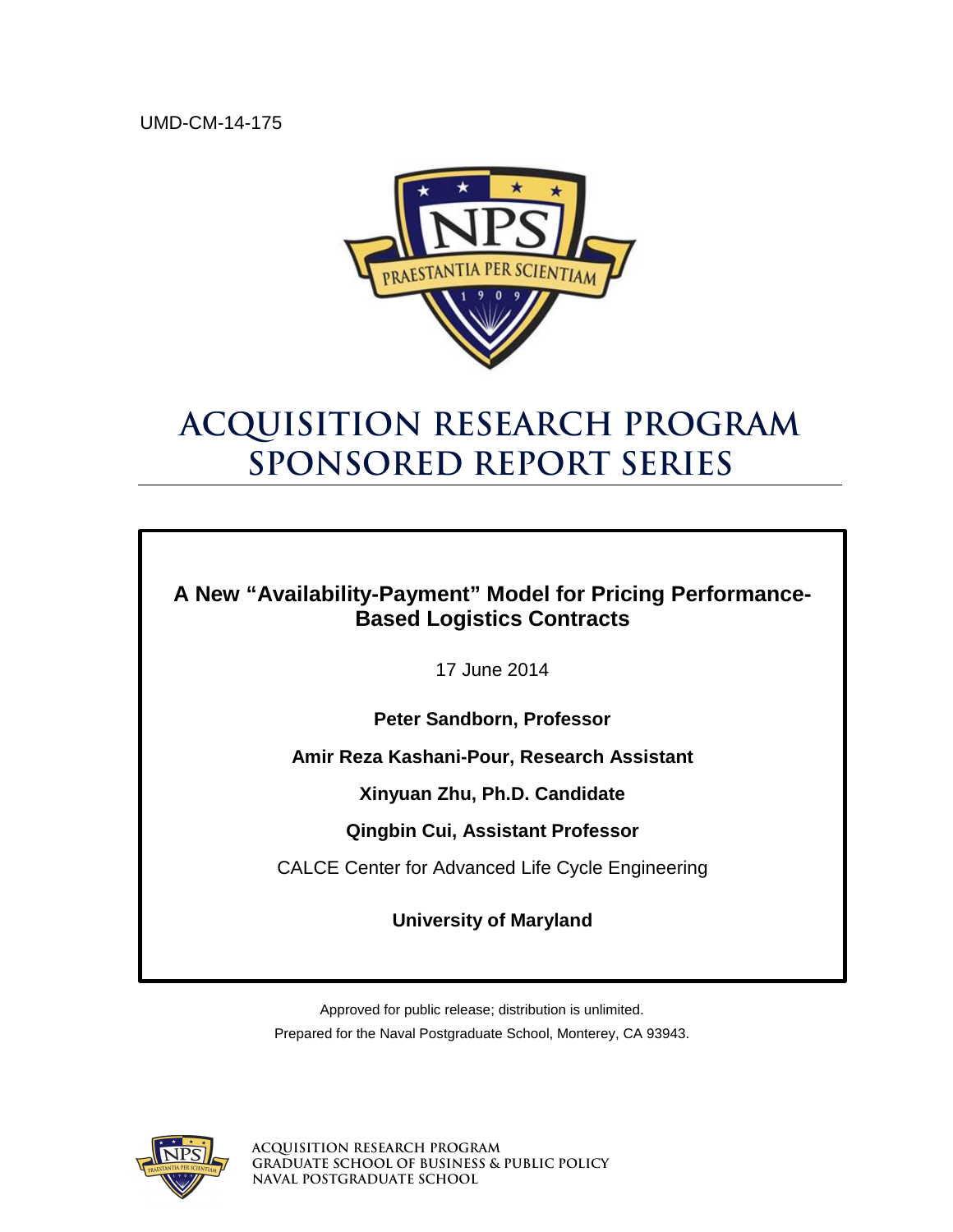UMD-CM-14-175

# ACQUISITION RESEARCH PROGRAM SPONSORED REPORT SERIES

**A New “Availability-Payment” Model for Pricing Performance-Based Logistics Contracts**

17 June 2014

**Peter Sandborn, Professor**

**Amir Reza Kashani-Pour, Research Assistant**

**Xinyuan Zhu, Ph.D. Candidate**

**Qingbin Cui, Assistant Professor**

CALCE Center for Advanced Life Cycle Engineering

**University of Maryland**

Approved for public release; distribution is unlimited.

Prepared for the Naval Postgraduate School, Monterey, CA 93943.

ACQUISITION RESEARCH PROGRAM
GRADUATE SCHOOL OF BUSINESS & PUBLIC POLICY
NAVAL POSTGRADUATE SCHOOL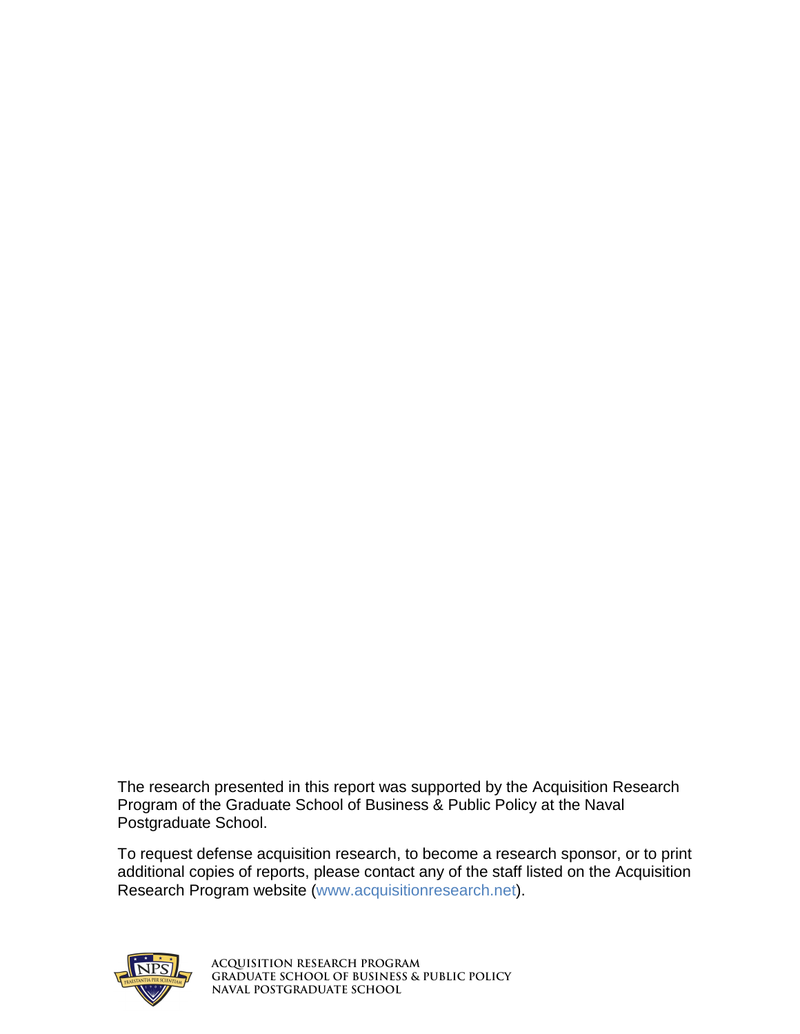The research presented in this report was supported by the Acquisition Research Program of the Graduate School of Business & Public Policy at the Naval Postgraduate School.

To request defense acquisition research, to become a research sponsor, or to print additional copies of reports, please contact any of the staff listed on the Acquisition Research Program website (www.acquisitionresearch.net).

ACQUISITION RESEARCH PROGRAM
GRADUATE SCHOOL OF BUSINESS & PUBLIC POLICY
NAVAL POSTGRADUATE SCHOOL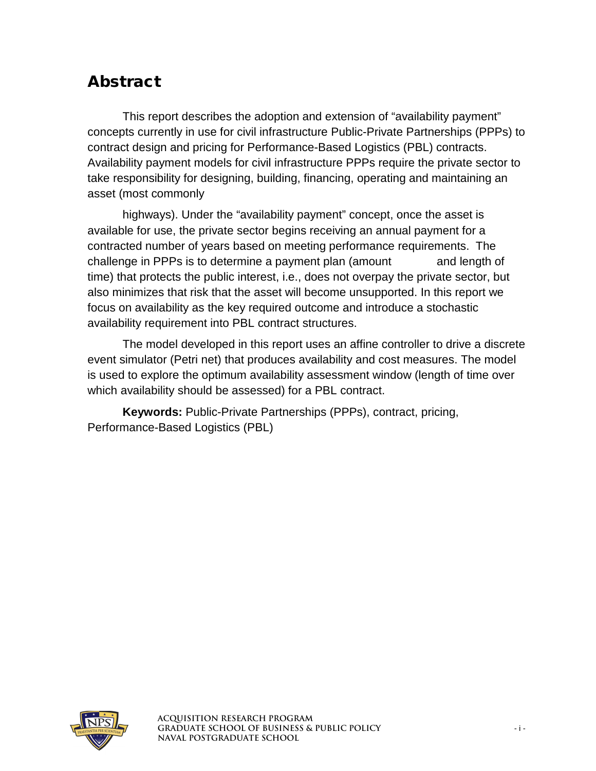# Abstract

This report describes the adoption and extension of "availability payment" concepts currently in use for civil infrastructure Public-Private Partnerships (PPPs) to contract design and pricing for Performance-Based Logistics (PBL) contracts. Availability payment models for civil infrastructure PPPs require the private sector to take responsibility for designing, building, financing, operating and maintaining an asset (most commonly highways). Under the "availability payment" concept, once the asset is available for use, the private sector begins receiving an annual payment for a contracted number of years based on meeting performance requirements. The challenge in PPPs is to determine a payment plan (amount and length of time) that protects the public interest, i.e., does not overpay the private sector, but also minimizes that risk that the asset will become unsupported. In this report we focus on availability as the key required outcome and introduce a stochastic availability requirement into PBL contract structures.

The model developed in this report uses an affine controller to drive a discrete event simulator (Petri net) that produces availability and cost measures. The model is used to explore the optimum availability assessment window (length of time over which availability should be assessed) for a PBL contract.

**Keywords:** Public-Private Partnerships (PPPs), contract, pricing, Performance-Based Logistics (PBL)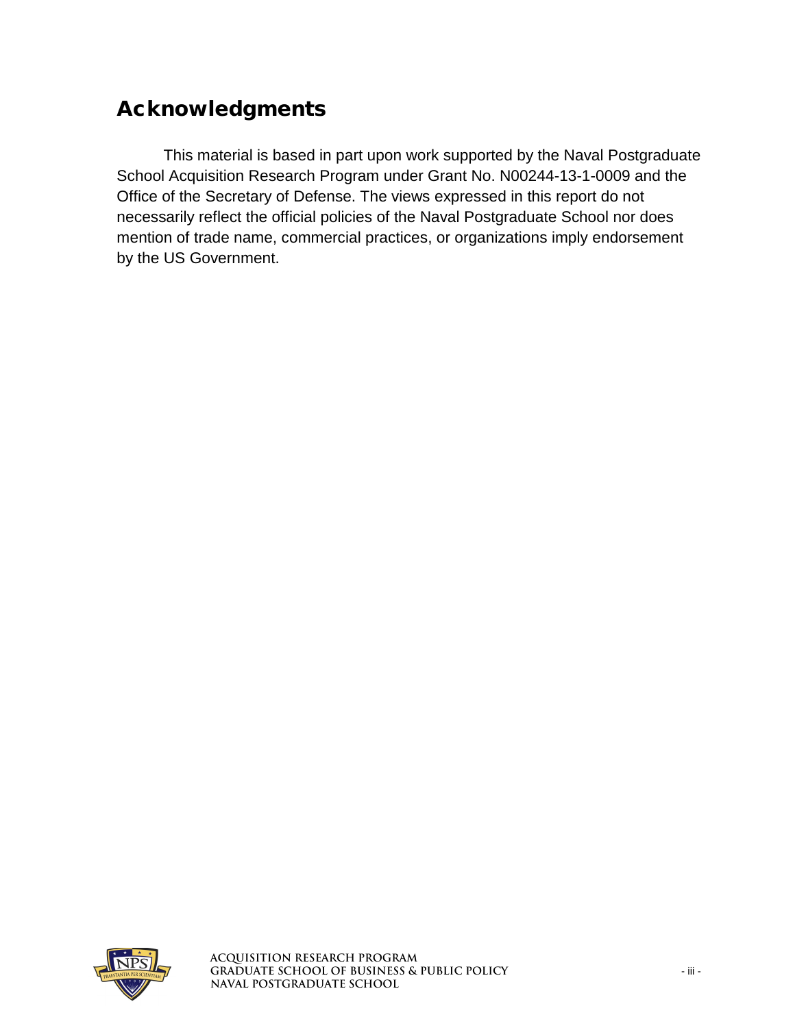## Acknowledgments

This material is based in part upon work supported by the Naval Postgraduate School Acquisition Research Program under Grant No. N00244-13-1-0009 and the Office of the Secretary of Defense. The views expressed in this report do not necessarily reflect the official policies of the Naval Postgraduate School nor does mention of trade name, commercial practices, or organizations imply endorsement by the US Government.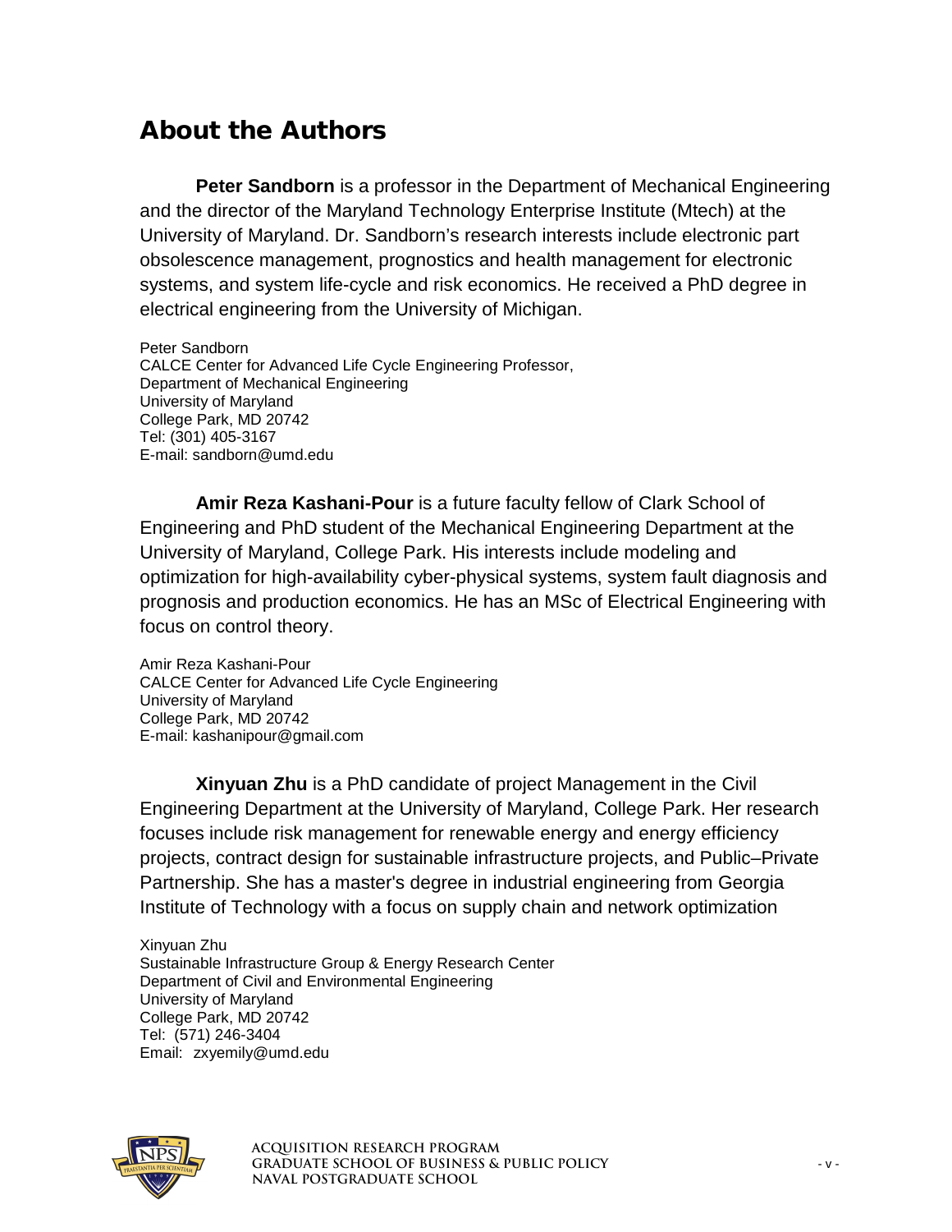## About the Authors

**Peter Sandborn** is a professor in the Department of Mechanical Engineering and the director of the Maryland Technology Enterprise Institute (Mtech) at the University of Maryland. Dr. Sandborn's research interests include electronic part obsolescence management, prognostics and health management for electronic systems, and system life-cycle and risk economics. He received a PhD degree in electrical engineering from the University of Michigan.

Peter Sandborn
CALCE Center for Advanced Life Cycle Engineering Professor,
Department of Mechanical Engineering
University of Maryland
College Park, MD 20742
Tel: (301) 405-3167
E-mail: sandborn@umd.edu

**Amir Reza Kashani-Pour** is a future faculty fellow of Clark School of Engineering and PhD student of the Mechanical Engineering Department at the University of Maryland, College Park. His interests include modeling and optimization for high-availability cyber-physical systems, system fault diagnosis and prognosis and production economics. He has an MSc of Electrical Engineering with focus on control theory.

Amir Reza Kashani-Pour
CALCE Center for Advanced Life Cycle Engineering
University of Maryland
College Park, MD 20742
E-mail: kashanipour@gmail.com

**Xinyuan Zhu** is a PhD candidate of project Management in the Civil Engineering Department at the University of Maryland, College Park. Her research focuses include risk management for renewable energy and energy efficiency projects, contract design for sustainable infrastructure projects, and Public–Private Partnership. She has a master's degree in industrial engineering from Georgia Institute of Technology with a focus on supply chain and network optimization

Xinyuan Zhu
Sustainable Infrastructure Group & Energy Research Center
Department of Civil and Environmental Engineering
University of Maryland
College Park, MD 20742
Tel: (571) 246-3404
Email: zxyemily@umd.edu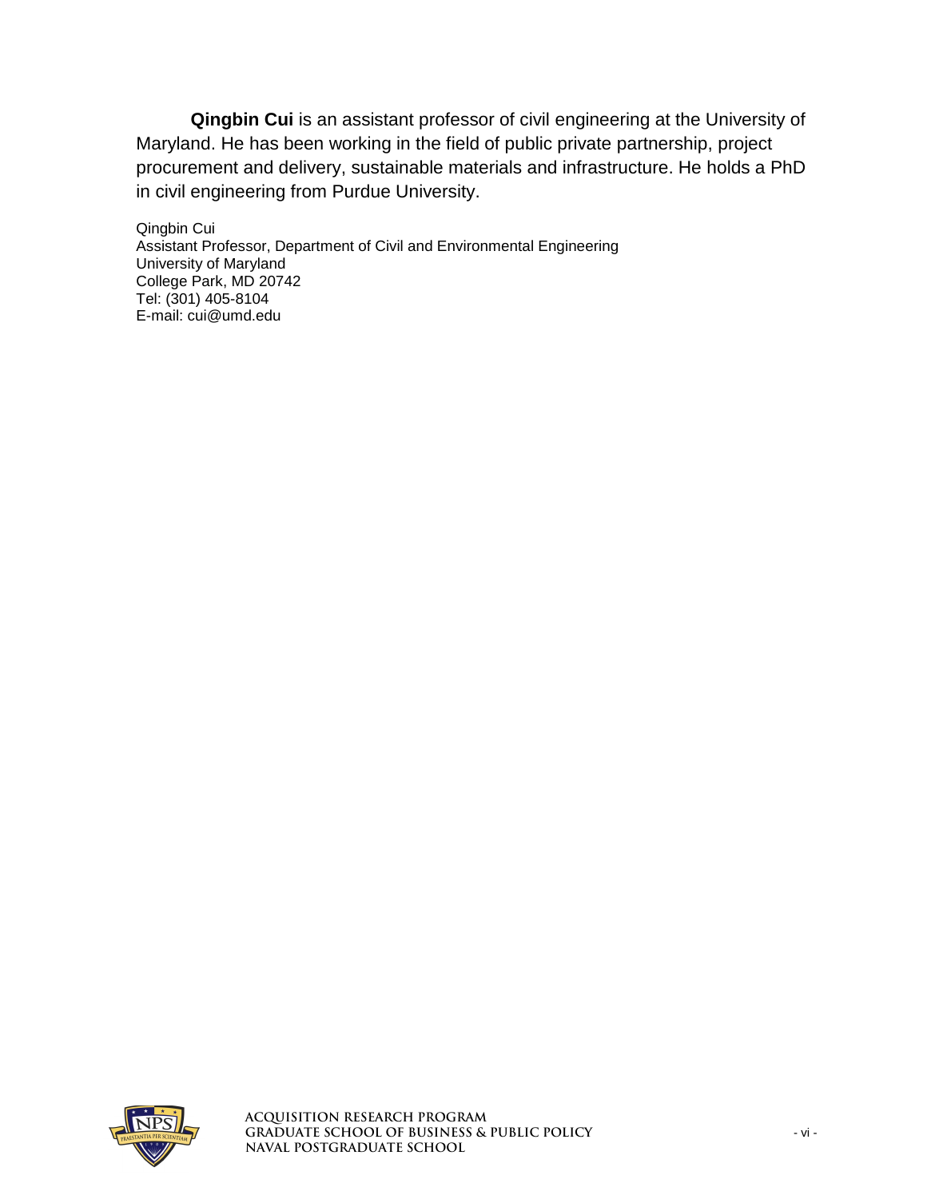**Qingbin Cui** is an assistant professor of civil engineering at the University of Maryland. He has been working in the field of public private partnership, project procurement and delivery, sustainable materials and infrastructure. He holds a PhD in civil engineering from Purdue University.

Qingbin Cui
Assistant Professor, Department of Civil and Environmental Engineering
University of Maryland
College Park, MD 20742
Tel: (301) 405-8104
E-mail: cui@umd.edu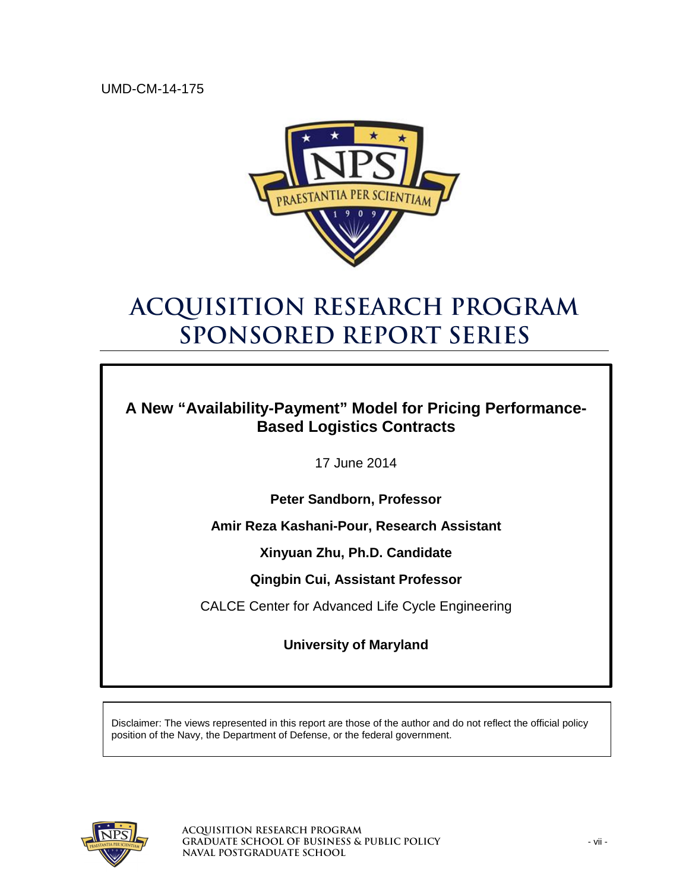UMD-CM-14-175

# ACQUISITION RESEARCH PROGRAM SPONSORED REPORT SERIES

## A New "Availability-Payment" Model for Pricing Performance-Based Logistics Contracts

17 June 2014

**Peter Sandborn, Professor**

**Amir Reza Kashani-Pour, Research Assistant**

**Xinyuan Zhu, Ph.D. Candidate**

**Qingbin Cui, Assistant Professor**

CALCE Center for Advanced Life Cycle Engineering

**University of Maryland**

Disclaimer: The views represented in this report are those of the author and do not reflect the official policy position of the Navy, the Department of Defense, or the federal government.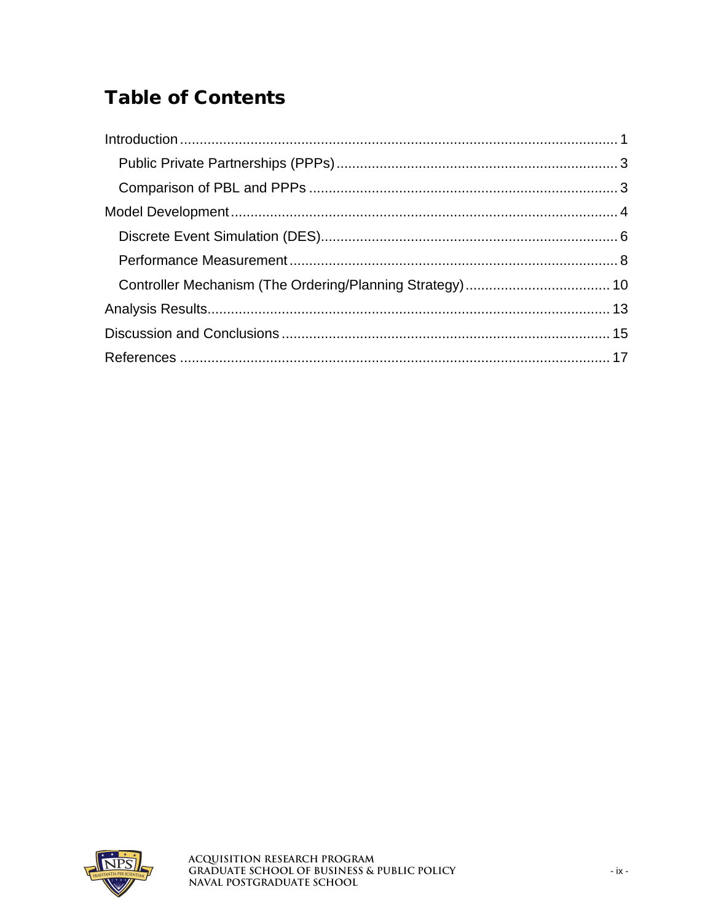# Table of Contents

Introduction ................................................................................................. 1

  Public Private Partnerships (PPPs) ........................................................ 3

  Comparison of PBL and PPPs ............................................................... 3

Model Development .................................................................................... 4

  Discrete Event Simulation (DES) ........................................................... 6

  Performance Measurement .................................................................... 8

  Controller Mechanism (The Ordering/Planning Strategy) ..................... 10

Analysis Results ....................................................................................... 13

Discussion and Conclusions .................................................................... 15

References ............................................................................................... 17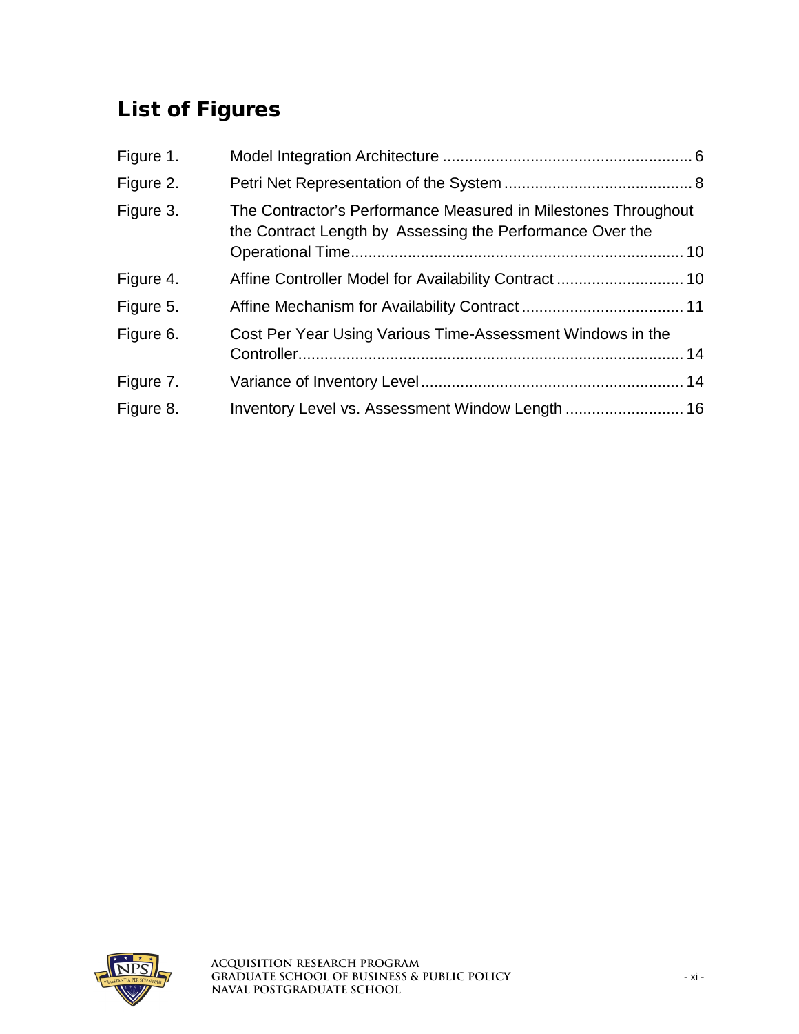# List of Figures

| | | |
|---|---|---|
| Figure 1. | Model Integration Architecture | 6 |
| Figure 2. | Petri Net Representation of the System | 8 |
| Figure 3. | The Contractor's Performance Measured in Milestones Throughout the Contract Length by Assessing the Performance Over the Operational Time | 10 |
| Figure 4. | Affine Controller Model for Availability Contract | 10 |
| Figure 5. | Affine Mechanism for Availability Contract | 11 |
| Figure 6. | Cost Per Year Using Various Time-Assessment Windows in the Controller | 14 |
| Figure 7. | Variance of Inventory Level | 14 |
| Figure 8. | Inventory Level vs. Assessment Window Length | 16 |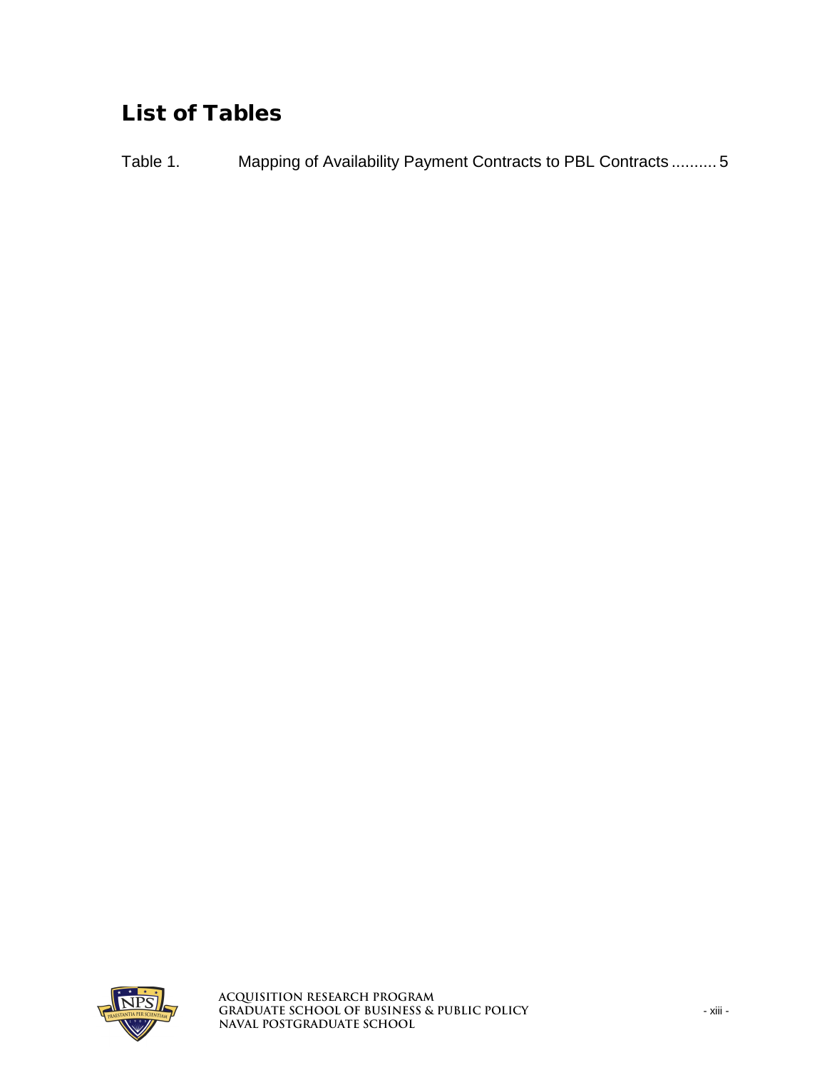# List of Tables

Table 1. Mapping of Availability Payment Contracts to PBL Contracts .......... 5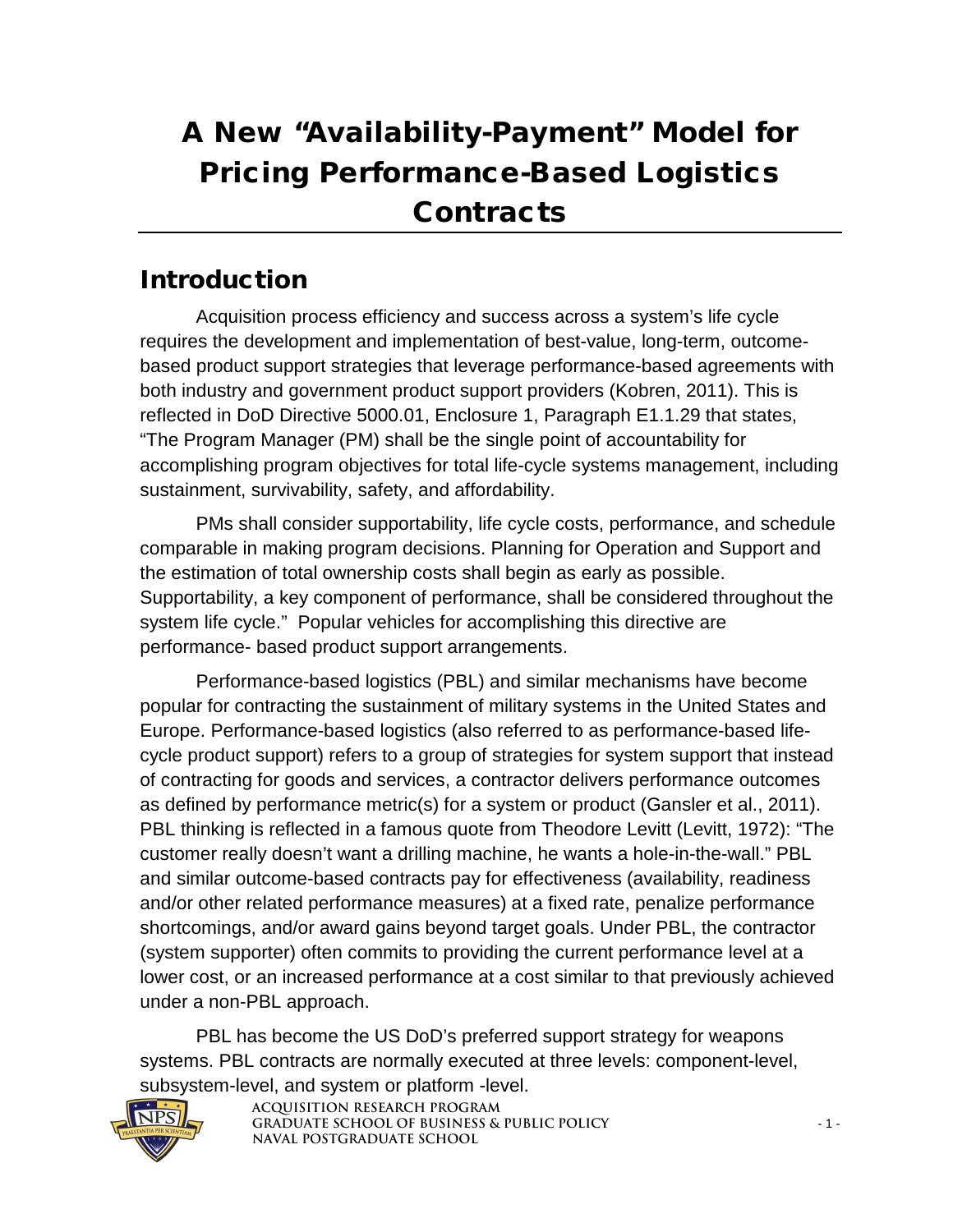# A New "Availability-Payment" Model for Pricing Performance-Based Logistics Contracts

## Introduction

Acquisition process efficiency and success across a system's life cycle requires the development and implementation of best-value, long-term, outcome-based product support strategies that leverage performance-based agreements with both industry and government product support providers (Kobren, 2011). This is reflected in DoD Directive 5000.01, Enclosure 1, Paragraph E1.1.29 that states, "The Program Manager (PM) shall be the single point of accountability for accomplishing program objectives for total life-cycle systems management, including sustainment, survivability, safety, and affordability.

PMs shall consider supportability, life cycle costs, performance, and schedule comparable in making program decisions. Planning for Operation and Support and the estimation of total ownership costs shall begin as early as possible. Supportability, a key component of performance, shall be considered throughout the system life cycle." Popular vehicles for accomplishing this directive are performance- based product support arrangements.

Performance-based logistics (PBL) and similar mechanisms have become popular for contracting the sustainment of military systems in the United States and Europe. Performance-based logistics (also referred to as performance-based life-cycle product support) refers to a group of strategies for system support that instead of contracting for goods and services, a contractor delivers performance outcomes as defined by performance metric(s) for a system or product (Gansler et al., 2011). PBL thinking is reflected in a famous quote from Theodore Levitt (Levitt, 1972): "The customer really doesn't want a drilling machine, he wants a hole-in-the-wall." PBL and similar outcome-based contracts pay for effectiveness (availability, readiness and/or other related performance measures) at a fixed rate, penalize performance shortcomings, and/or award gains beyond target goals. Under PBL, the contractor (system supporter) often commits to providing the current performance level at a lower cost, or an increased performance at a cost similar to that previously achieved under a non-PBL approach.

PBL has become the US DoD's preferred support strategy for weapons systems. PBL contracts are normally executed at three levels: component-level, subsystem-level, and system or platform -level.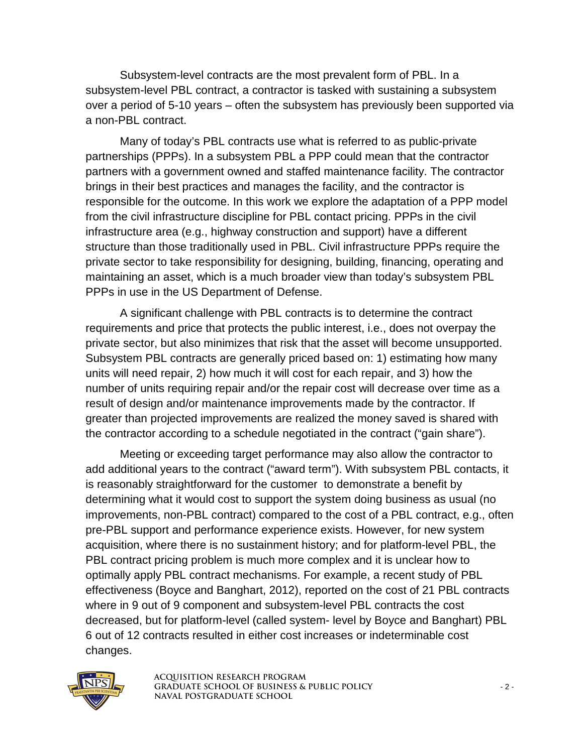Subsystem-level contracts are the most prevalent form of PBL. In a subsystem-level PBL contract, a contractor is tasked with sustaining a subsystem over a period of 5-10 years – often the subsystem has previously been supported via a non-PBL contract.

Many of today's PBL contracts use what is referred to as public-private partnerships (PPPs). In a subsystem PBL a PPP could mean that the contractor partners with a government owned and staffed maintenance facility. The contractor brings in their best practices and manages the facility, and the contractor is responsible for the outcome. In this work we explore the adaptation of a PPP model from the civil infrastructure discipline for PBL contact pricing. PPPs in the civil infrastructure area (e.g., highway construction and support) have a different structure than those traditionally used in PBL. Civil infrastructure PPPs require the private sector to take responsibility for designing, building, financing, operating and maintaining an asset, which is a much broader view than today's subsystem PBL PPPs in use in the US Department of Defense.

A significant challenge with PBL contracts is to determine the contract requirements and price that protects the public interest, i.e., does not overpay the private sector, but also minimizes that risk that the asset will become unsupported. Subsystem PBL contracts are generally priced based on: 1) estimating how many units will need repair, 2) how much it will cost for each repair, and 3) how the number of units requiring repair and/or the repair cost will decrease over time as a result of design and/or maintenance improvements made by the contractor. If greater than projected improvements are realized the money saved is shared with the contractor according to a schedule negotiated in the contract ("gain share").

Meeting or exceeding target performance may also allow the contractor to add additional years to the contract ("award term"). With subsystem PBL contacts, it is reasonably straightforward for the customer to demonstrate a benefit by determining what it would cost to support the system doing business as usual (no improvements, non-PBL contract) compared to the cost of a PBL contract, e.g., often pre-PBL support and performance experience exists. However, for new system acquisition, where there is no sustainment history; and for platform-level PBL, the PBL contract pricing problem is much more complex and it is unclear how to optimally apply PBL contract mechanisms. For example, a recent study of PBL effectiveness (Boyce and Banghart, 2012), reported on the cost of 21 PBL contracts where in 9 out of 9 component and subsystem-level PBL contracts the cost decreased, but for platform-level (called system- level by Boyce and Banghart) PBL 6 out of 12 contracts resulted in either cost increases or indeterminable cost changes.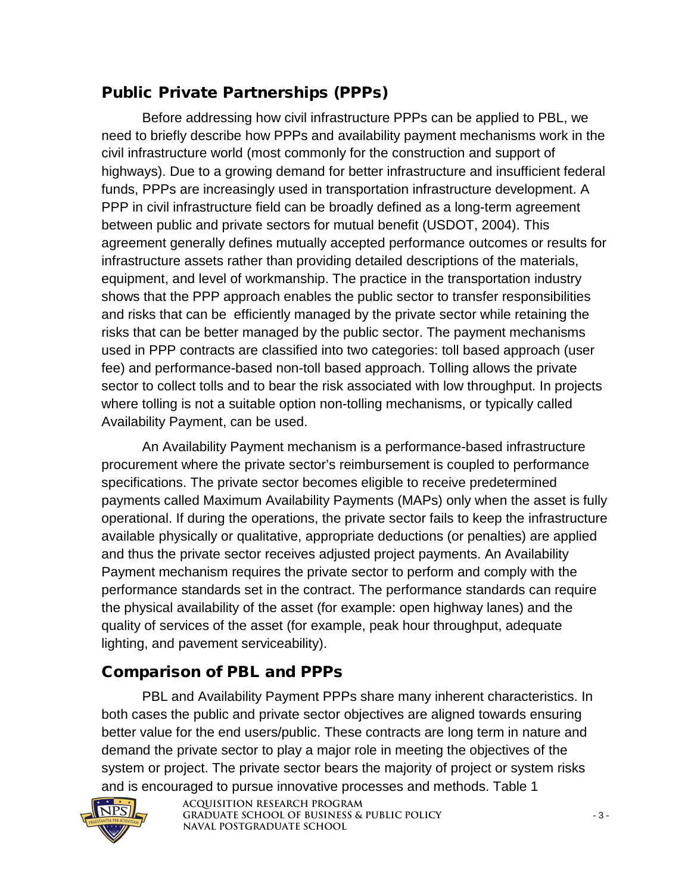## Public Private Partnerships (PPPs)

Before addressing how civil infrastructure PPPs can be applied to PBL, we need to briefly describe how PPPs and availability payment mechanisms work in the civil infrastructure world (most commonly for the construction and support of highways). Due to a growing demand for better infrastructure and insufficient federal funds, PPPs are increasingly used in transportation infrastructure development. A PPP in civil infrastructure field can be broadly defined as a long-term agreement between public and private sectors for mutual benefit (USDOT, 2004). This agreement generally defines mutually accepted performance outcomes or results for infrastructure assets rather than providing detailed descriptions of the materials, equipment, and level of workmanship. The practice in the transportation industry shows that the PPP approach enables the public sector to transfer responsibilities and risks that can be efficiently managed by the private sector while retaining the risks that can be better managed by the public sector. The payment mechanisms used in PPP contracts are classified into two categories: toll based approach (user fee) and performance-based non-toll based approach. Tolling allows the private sector to collect tolls and to bear the risk associated with low throughput. In projects where tolling is not a suitable option non-tolling mechanisms, or typically called Availability Payment, can be used.

An Availability Payment mechanism is a performance-based infrastructure procurement where the private sector's reimbursement is coupled to performance specifications. The private sector becomes eligible to receive predetermined payments called Maximum Availability Payments (MAPs) only when the asset is fully operational. If during the operations, the private sector fails to keep the infrastructure available physically or qualitative, appropriate deductions (or penalties) are applied and thus the private sector receives adjusted project payments. An Availability Payment mechanism requires the private sector to perform and comply with the performance standards set in the contract. The performance standards can require the physical availability of the asset (for example: open highway lanes) and the quality of services of the asset (for example, peak hour throughput, adequate lighting, and pavement serviceability).

## Comparison of PBL and PPPs

PBL and Availability Payment PPPs share many inherent characteristics. In both cases the public and private sector objectives are aligned towards ensuring better value for the end users/public. These contracts are long term in nature and demand the private sector to play a major role in meeting the objectives of the system or project. The private sector bears the majority of project or system risks and is encouraged to pursue innovative processes and methods. Table 1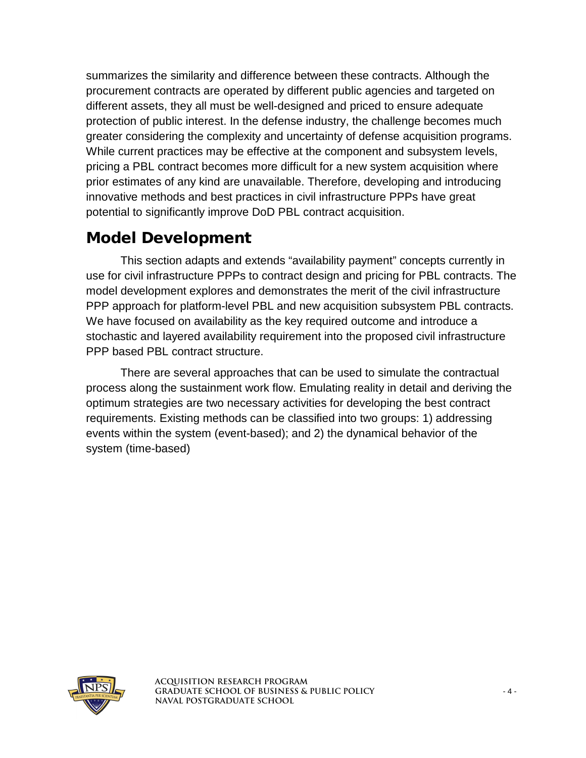summarizes the similarity and difference between these contracts. Although the procurement contracts are operated by different public agencies and targeted on different assets, they all must be well-designed and priced to ensure adequate protection of public interest. In the defense industry, the challenge becomes much greater considering the complexity and uncertainty of defense acquisition programs. While current practices may be effective at the component and subsystem levels, pricing a PBL contract becomes more difficult for a new system acquisition where prior estimates of any kind are unavailable. Therefore, developing and introducing innovative methods and best practices in civil infrastructure PPPs have great potential to significantly improve DoD PBL contract acquisition.

## Model Development

This section adapts and extends "availability payment" concepts currently in use for civil infrastructure PPPs to contract design and pricing for PBL contracts. The model development explores and demonstrates the merit of the civil infrastructure PPP approach for platform-level PBL and new acquisition subsystem PBL contracts. We have focused on availability as the key required outcome and introduce a stochastic and layered availability requirement into the proposed civil infrastructure PPP based PBL contract structure.

There are several approaches that can be used to simulate the contractual process along the sustainment work flow. Emulating reality in detail and deriving the optimum strategies are two necessary activities for developing the best contract requirements. Existing methods can be classified into two groups: 1) addressing events within the system (event-based); and 2) the dynamical behavior of the system (time-based)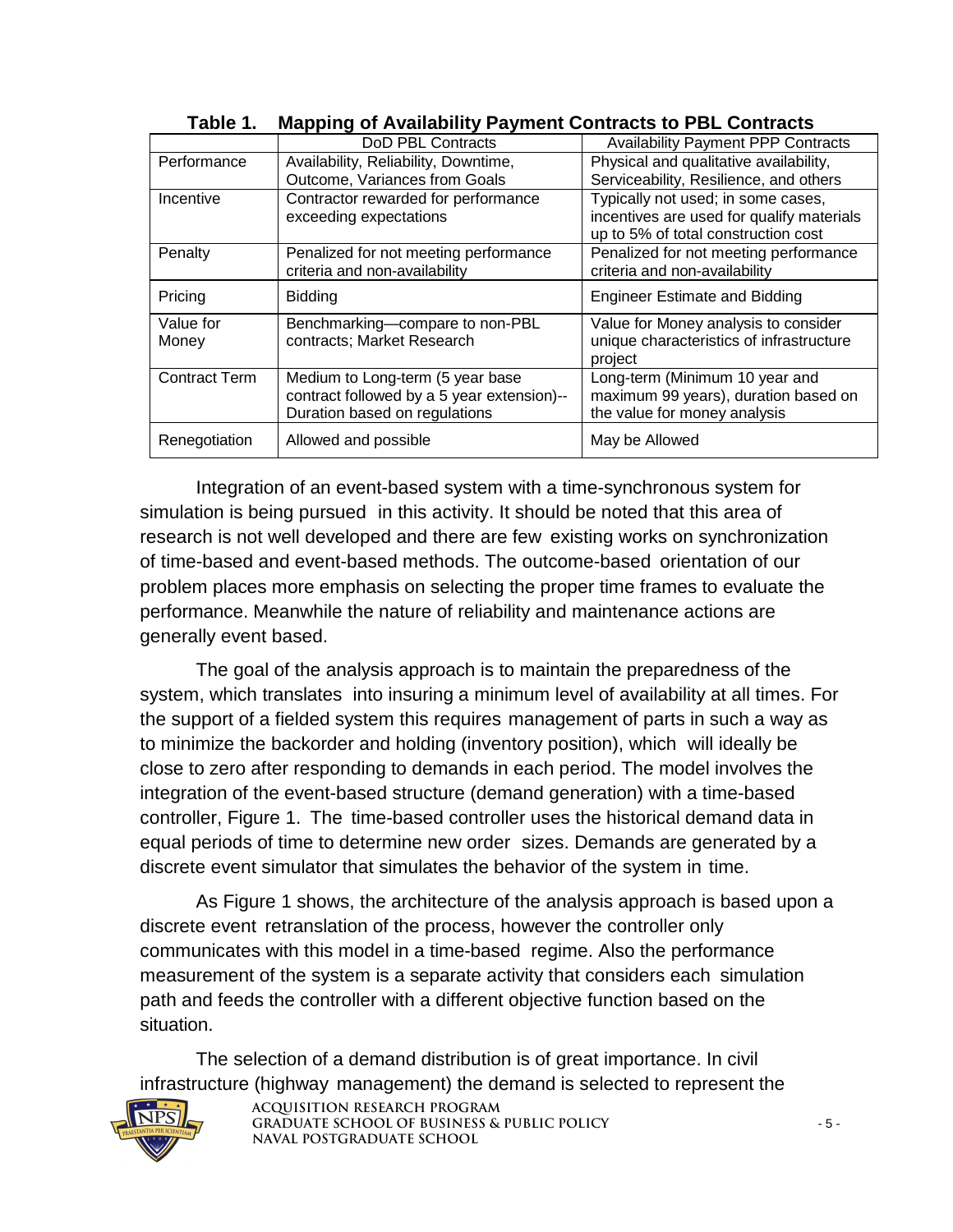**Table 1. Mapping of Availability Payment Contracts to PBL Contracts**

| | DoD PBL Contracts | Availability Payment PPP Contracts |
|---|---|---|
| Performance | Availability, Reliability, Downtime, Outcome, Variances from Goals | Physical and qualitative availability, Serviceability, Resilience, and others |
| Incentive | Contractor rewarded for performance exceeding expectations | Typically not used; in some cases, incentives are used for qualify materials up to 5% of total construction cost |
| Penalty | Penalized for not meeting performance criteria and non-availability | Penalized for not meeting performance criteria and non-availability |
| Pricing | Bidding | Engineer Estimate and Bidding |
| Value for Money | Benchmarking—compare to non-PBL contracts; Market Research | Value for Money analysis to consider unique characteristics of infrastructure project |
| Contract Term | Medium to Long-term (5 year base contract followed by a 5 year extension)--Duration based on regulations | Long-term (Minimum 10 year and maximum 99 years), duration based on the value for money analysis |
| Renegotiation | Allowed and possible | May be Allowed |

Integration of an event-based system with a time-synchronous system for simulation is being pursued in this activity. It should be noted that this area of research is not well developed and there are few existing works on synchronization of time-based and event-based methods. The outcome-based orientation of our problem places more emphasis on selecting the proper time frames to evaluate the performance. Meanwhile the nature of reliability and maintenance actions are generally event based.

The goal of the analysis approach is to maintain the preparedness of the system, which translates into insuring a minimum level of availability at all times. For the support of a fielded system this requires management of parts in such a way as to minimize the backorder and holding (inventory position), which will ideally be close to zero after responding to demands in each period. The model involves the integration of the event-based structure (demand generation) with a time-based controller, Figure 1. The time-based controller uses the historical demand data in equal periods of time to determine new order sizes. Demands are generated by a discrete event simulator that simulates the behavior of the system in time.

As Figure 1 shows, the architecture of the analysis approach is based upon a discrete event retranslation of the process, however the controller only communicates with this model in a time-based regime. Also the performance measurement of the system is a separate activity that considers each simulation path and feeds the controller with a different objective function based on the situation.

The selection of a demand distribution is of great importance. In civil infrastructure (highway management) the demand is selected to represent the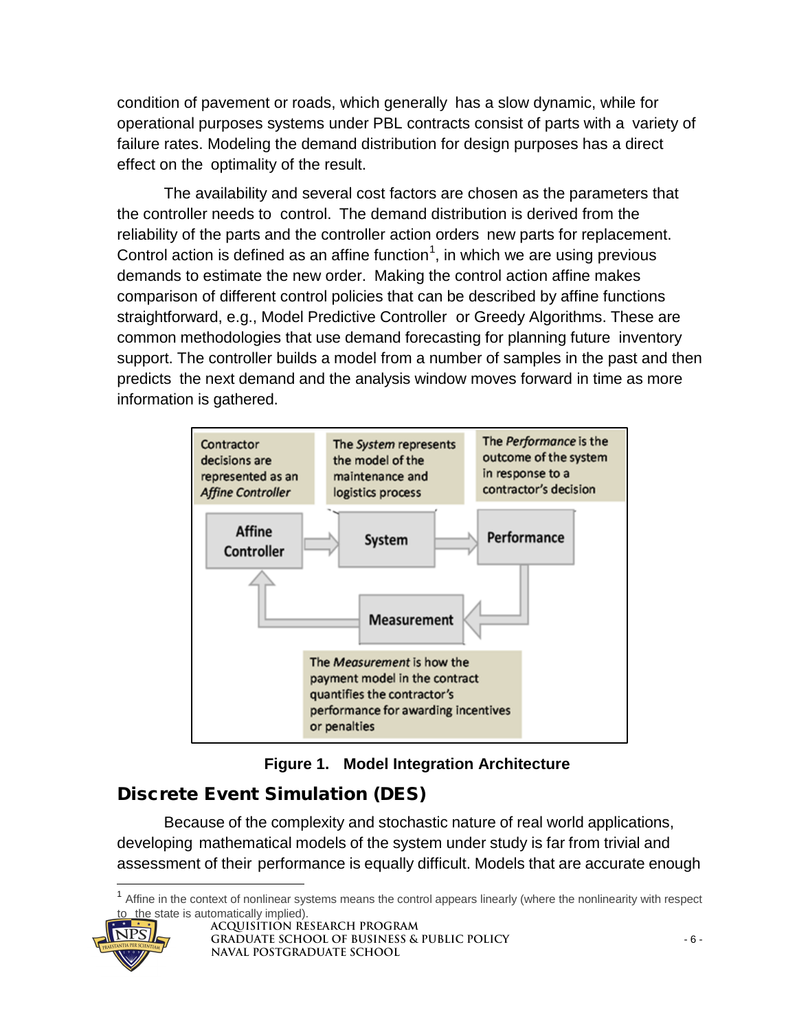condition of pavement or roads, which generally has a slow dynamic, while for operational purposes systems under PBL contracts consist of parts with a variety of failure rates. Modeling the demand distribution for design purposes has a direct effect on the optimality of the result.

The availability and several cost factors are chosen as the parameters that the controller needs to control. The demand distribution is derived from the reliability of the parts and the controller action orders new parts for replacement. Control action is defined as an affine function[1], in which we are using previous demands to estimate the new order. Making the control action affine makes comparison of different control policies that can be described by affine functions straightforward, e.g., Model Predictive Controller or Greedy Algorithms. These are common methodologies that use demand forecasting for planning future inventory support. The controller builds a model from a number of samples in the past and then predicts the next demand and the analysis window moves forward in time as more information is gathered.

Contractor decisions are represented as an *Affine Controller*

The *System* represents the model of the maintenance and logistics process

The *Performance* is the outcome of the system in response to a contractor's decision

Affine Controller

System

Performance

Measurement

The *Measurement* is how the payment model in the contract quantifies the contractor's performance for awarding incentives or penalties

**Figure 1. Model Integration Architecture**

## Discrete Event Simulation (DES)

Because of the complexity and stochastic nature of real world applications, developing mathematical models of the system under study is far from trivial and assessment of their performance is equally difficult. Models that are accurate enough

[1] Affine in the context of nonlinear systems means the control appears linearly (where the nonlinearity with respect to the state is automatically implied).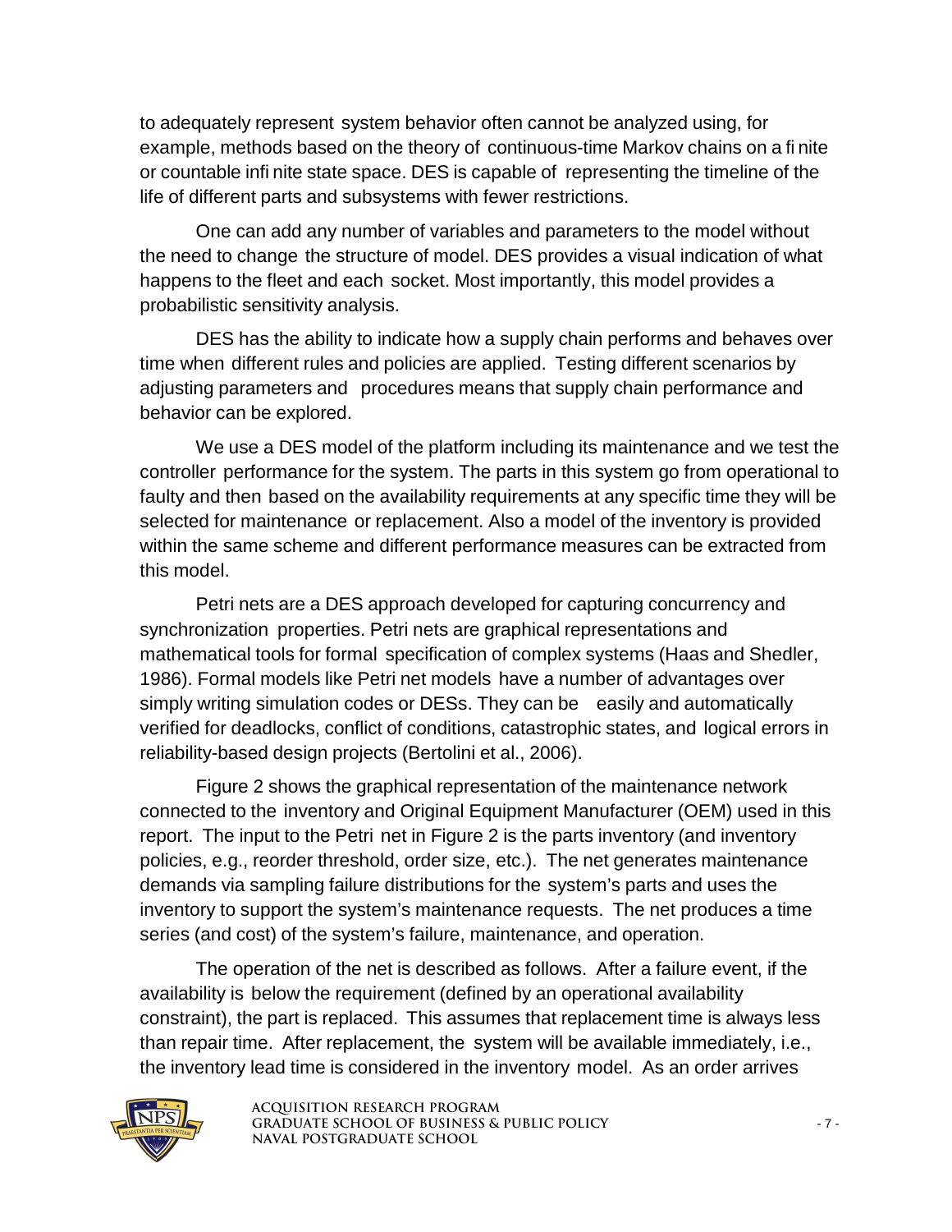to adequately represent system behavior often cannot be analyzed using, for example, methods based on the theory of continuous-time Markov chains on a finite or countable infinite state space. DES is capable of representing the timeline of the life of different parts and subsystems with fewer restrictions.

One can add any number of variables and parameters to the model without the need to change the structure of model. DES provides a visual indication of what happens to the fleet and each socket. Most importantly, this model provides a probabilistic sensitivity analysis.

DES has the ability to indicate how a supply chain performs and behaves over time when different rules and policies are applied. Testing different scenarios by adjusting parameters and procedures means that supply chain performance and behavior can be explored.

We use a DES model of the platform including its maintenance and we test the controller performance for the system. The parts in this system go from operational to faulty and then based on the availability requirements at any specific time they will be selected for maintenance or replacement. Also a model of the inventory is provided within the same scheme and different performance measures can be extracted from this model.

Petri nets are a DES approach developed for capturing concurrency and synchronization properties. Petri nets are graphical representations and mathematical tools for formal specification of complex systems (Haas and Shedler, 1986). Formal models like Petri net models have a number of advantages over simply writing simulation codes or DESs. They can be easily and automatically verified for deadlocks, conflict of conditions, catastrophic states, and logical errors in reliability-based design projects (Bertolini et al., 2006).

Figure 2 shows the graphical representation of the maintenance network connected to the inventory and Original Equipment Manufacturer (OEM) used in this report. The input to the Petri net in Figure 2 is the parts inventory (and inventory policies, e.g., reorder threshold, order size, etc.). The net generates maintenance demands via sampling failure distributions for the system's parts and uses the inventory to support the system's maintenance requests. The net produces a time series (and cost) of the system's failure, maintenance, and operation.

The operation of the net is described as follows. After a failure event, if the availability is below the requirement (defined by an operational availability constraint), the part is replaced. This assumes that replacement time is always less than repair time. After replacement, the system will be available immediately, i.e., the inventory lead time is considered in the inventory model. As an order arrives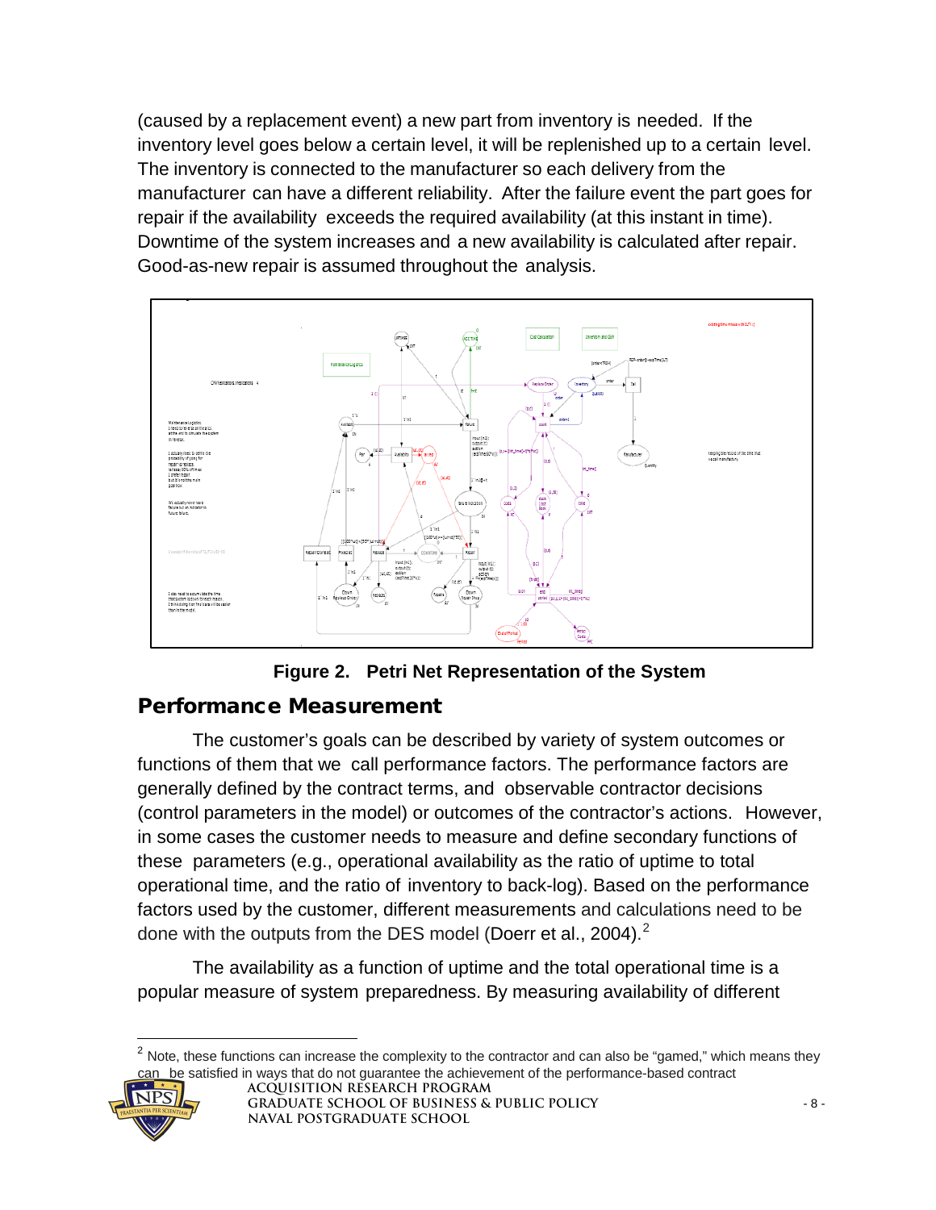(caused by a replacement event) a new part from inventory is needed. If the inventory level goes below a certain level, it will be replenished up to a certain level. The inventory is connected to the manufacturer so each delivery from the manufacturer can have a different reliability. After the failure event the part goes for repair if the availability exceeds the required availability (at this instant in time). Downtime of the system increases and a new availability is calculated after repair. Good-as-new repair is assumed throughout the analysis.

**Figure 2. Petri Net Representation of the System**

## Performance Measurement

The customer's goals can be described by variety of system outcomes or functions of them that we call performance factors. The performance factors are generally defined by the contract terms, and observable contractor decisions (control parameters in the model) or outcomes of the contractor's actions. However, in some cases the customer needs to measure and define secondary functions of these parameters (e.g., operational availability as the ratio of uptime to total operational time, and the ratio of inventory to back-log). Based on the performance factors used by the customer, different measurements and calculations need to be done with the outputs from the DES model (Doerr et al., 2004).[2]

The availability as a function of uptime and the total operational time is a popular measure of system preparedness. By measuring availability of different

[2] Note, these functions can increase the complexity to the contractor and can also be "gamed," which means they can be satisfied in ways that do not guarantee the achievement of the performance-based contract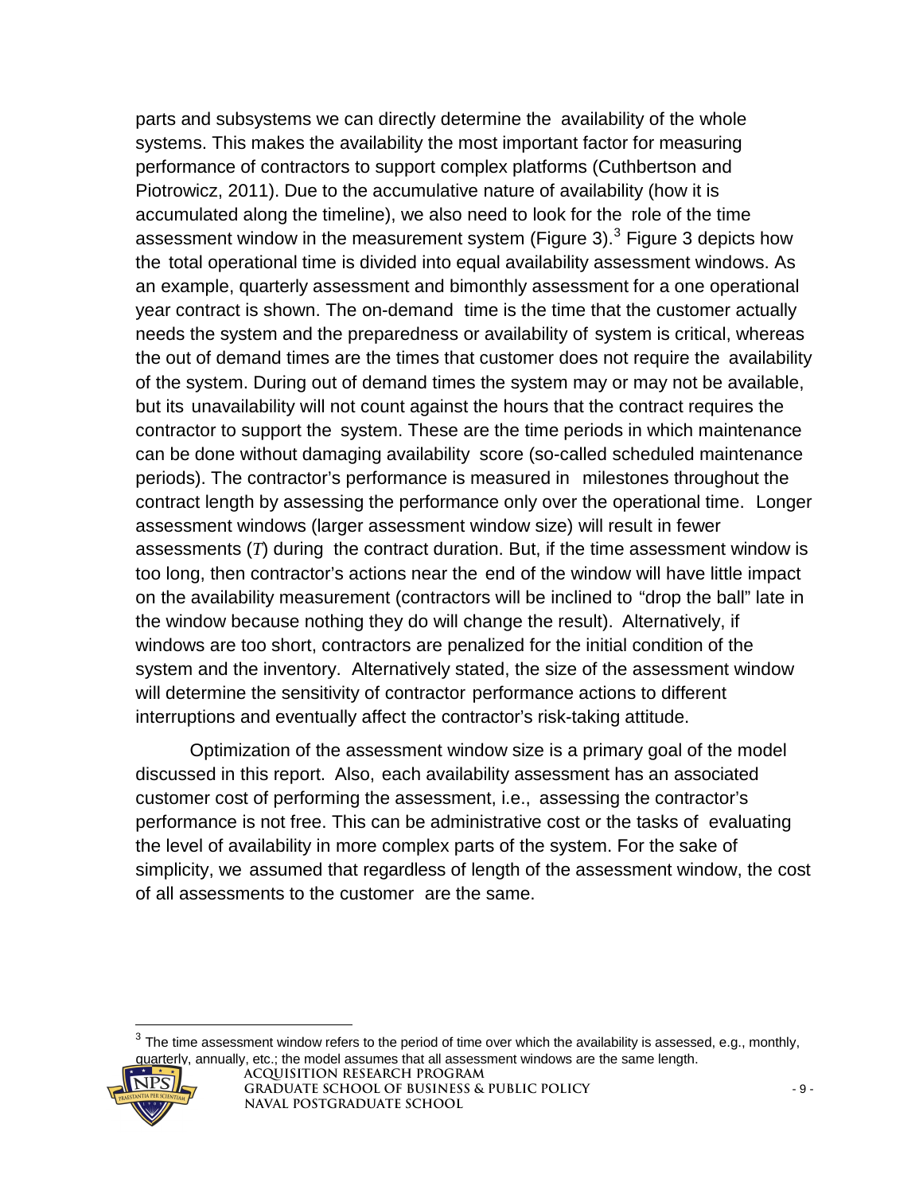parts and subsystems we can directly determine the availability of the whole systems. This makes the availability the most important factor for measuring performance of contractors to support complex platforms (Cuthbertson and Piotrowicz, 2011). Due to the accumulative nature of availability (how it is accumulated along the timeline), we also need to look for the role of the time assessment window in the measurement system (Figure 3).[3] Figure 3 depicts how the total operational time is divided into equal availability assessment windows. As an example, quarterly assessment and bimonthly assessment for a one operational year contract is shown. The on-demand time is the time that the customer actually needs the system and the preparedness or availability of system is critical, whereas the out of demand times are the times that customer does not require the availability of the system. During out of demand times the system may or may not be available, but its unavailability will not count against the hours that the contract requires the contractor to support the system. These are the time periods in which maintenance can be done without damaging availability score (so-called scheduled maintenance periods). The contractor's performance is measured in milestones throughout the contract length by assessing the performance only over the operational time. Longer assessment windows (larger assessment window size) will result in fewer assessments ($T$) during the contract duration. But, if the time assessment window is too long, then contractor's actions near the end of the window will have little impact on the availability measurement (contractors will be inclined to "drop the ball" late in the window because nothing they do will change the result). Alternatively, if windows are too short, contractors are penalized for the initial condition of the system and the inventory. Alternatively stated, the size of the assessment window will determine the sensitivity of contractor performance actions to different interruptions and eventually affect the contractor's risk-taking attitude.

Optimization of the assessment window size is a primary goal of the model discussed in this report. Also, each availability assessment has an associated customer cost of performing the assessment, i.e., assessing the contractor's performance is not free. This can be administrative cost or the tasks of evaluating the level of availability in more complex parts of the system. For the sake of simplicity, we assumed that regardless of length of the assessment window, the cost of all assessments to the customer are the same.

[3] The time assessment window refers to the period of time over which the availability is assessed, e.g., monthly, quarterly, annually, etc.; the model assumes that all assessment windows are the same length.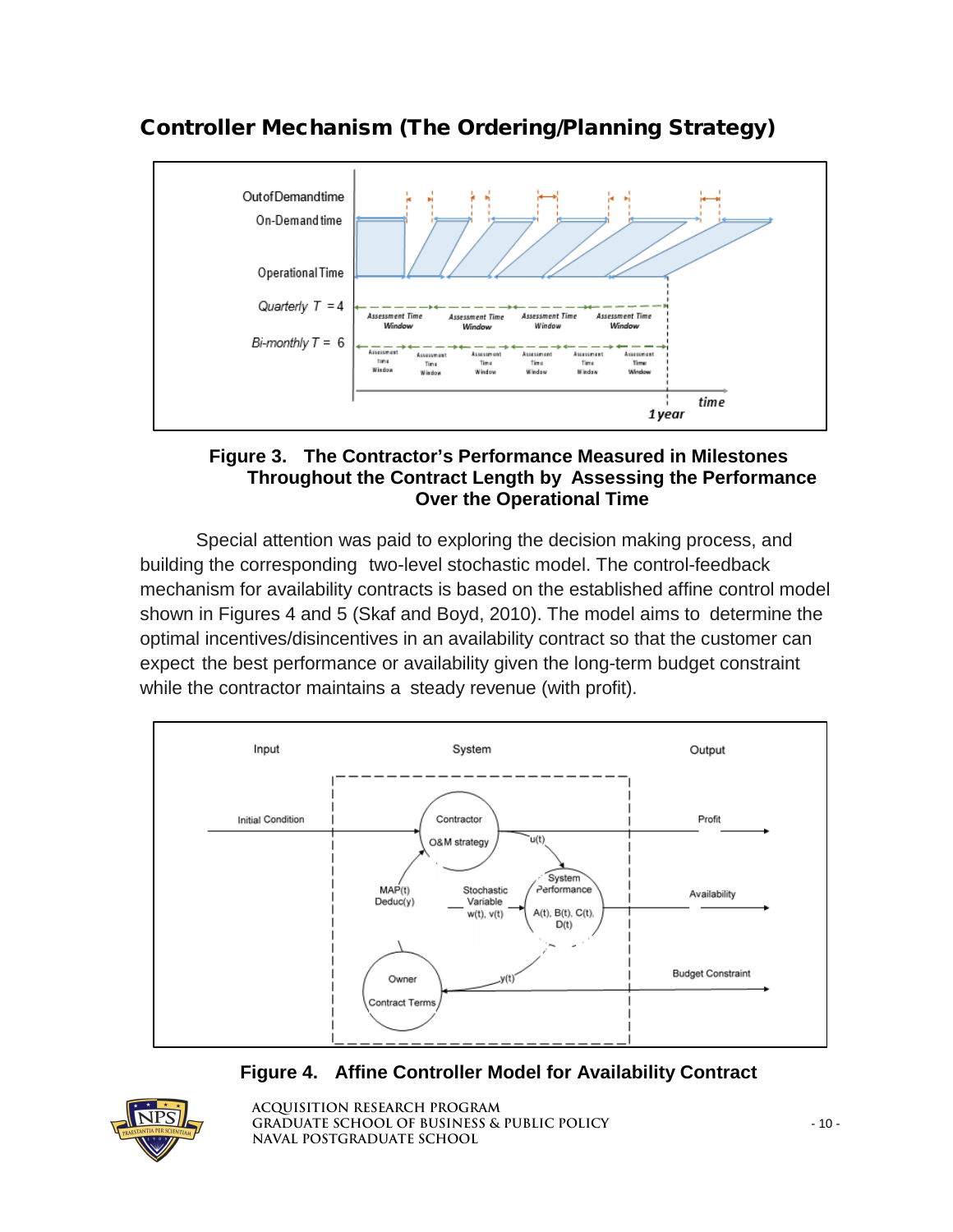## Controller Mechanism (The Ordering/Planning Strategy)

Out of Demand time

On-Demand time

Operational Time

Quarterly $T = 4$

Assessment Time Window

Assessment Time Window

Assessment Time Window

Assessment Time Window

Bi-monthly $T = 6$

Assessment Time Window

Assessment Time Window

Assessment Time Window

Assessment Time Window

Assessment Time Window

Assessment Time Window

1 year

time

**Figure 3. The Contractor's Performance Measured in Milestones Throughout the Contract Length by Assessing the Performance Over the Operational Time**

Special attention was paid to exploring the decision making process, and building the corresponding two-level stochastic model. The control-feedback mechanism for availability contracts is based on the established affine control model shown in Figures 4 and 5 (Skaf and Boyd, 2010). The model aims to determine the optimal incentives/disincentives in an availability contract so that the customer can expect the best performance or availability given the long-term budget constraint while the contractor maintains a steady revenue (with profit).

Input

System

Output

Initial Condition

Contractor

O&M strategy

u(t)

Profit

MAP(t)

Deduc(y)

Stochastic Variable

w(t), v(t)

System Performance

A(t), B(t), C(t), D(t)

Availability

y(t)

Owner

Contract Terms

Budget Constraint

**Figure 4. Affine Controller Model for Availability Contract**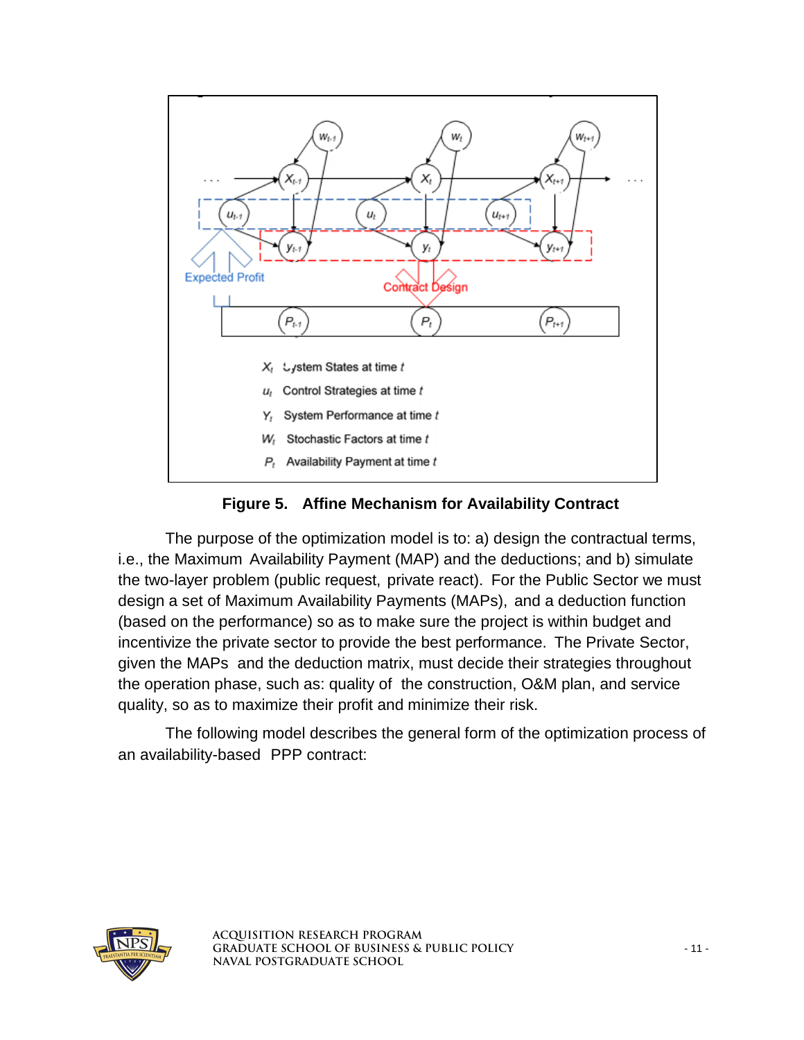Expected Profit

Contract Design

$X_t$ System States at time $t$

$u_t$ Control Strategies at time $t$

$Y_t$ System Performance at time $t$

$W_t$ Stochastic Factors at time $t$

$P_t$ Availability Payment at time $t$

**Figure 5. Affine Mechanism for Availability Contract**

The purpose of the optimization model is to: a) design the contractual terms, i.e., the Maximum Availability Payment (MAP) and the deductions; and b) simulate the two-layer problem (public request, private react). For the Public Sector we must design a set of Maximum Availability Payments (MAPs), and a deduction function (based on the performance) so as to make sure the project is within budget and incentivize the private sector to provide the best performance. The Private Sector, given the MAPs and the deduction matrix, must decide their strategies throughout the operation phase, such as: quality of the construction, O&M plan, and service quality, so as to maximize their profit and minimize their risk.

The following model describes the general form of the optimization process of an availability-based PPP contract: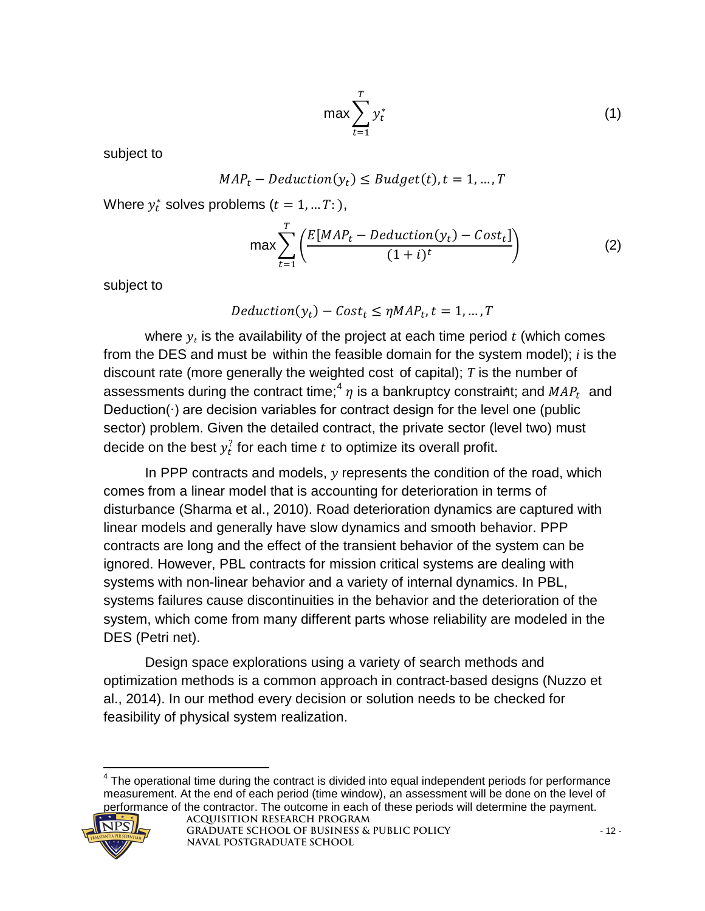$$\max \sum_{t=1}^{T} y_t^* \tag{1}$$

subject to

$$MAP_t - Deduction(y_t) \leq Budget(t), t = 1, \ldots, T$$

Where $y_t^*$ solves problems ($t = 1, \ldots T$: ),

$$\max \sum_{t=1}^{T} \left( \frac{E[MAP_t - Deduction(y_t) - Cost_t]}{(1+i)^t} \right) \tag{2}$$

subject to

$$Deduction(y_t) - Cost_t \leq \eta MAP_t, t = 1, \ldots, T$$

where $y_t$ is the availability of the project at each time period $t$ (which comes from the DES and must be within the feasible domain for the system model); $i$ is the discount rate (more generally the weighted cost of capital); $T$ is the number of assessments during the contract time;[4] $\eta$ is a bankruptcy constraint; and $MAP_t$ and Deduction(·) are decision variables for contract design for the level one (public sector) problem. Given the detailed contract, the private sector (level two) must decide on the best $y_t^?$ for each time $t$ to optimize its overall profit.

In PPP contracts and models, $y$ represents the condition of the road, which comes from a linear model that is accounting for deterioration in terms of disturbance (Sharma et al., 2010). Road deterioration dynamics are captured with linear models and generally have slow dynamics and smooth behavior. PPP contracts are long and the effect of the transient behavior of the system can be ignored. However, PBL contracts for mission critical systems are dealing with systems with non-linear behavior and a variety of internal dynamics. In PBL, systems failures cause discontinuities in the behavior and the deterioration of the system, which come from many different parts whose reliability are modeled in the DES (Petri net).

Design space explorations using a variety of search methods and optimization methods is a common approach in contract-based designs (Nuzzo et al., 2014). In our method every decision or solution needs to be checked for feasibility of physical system realization.

[4] The operational time during the contract is divided into equal independent periods for performance measurement. At the end of each period (time window), an assessment will be done on the level of performance of the contractor. The outcome in each of these periods will determine the payment.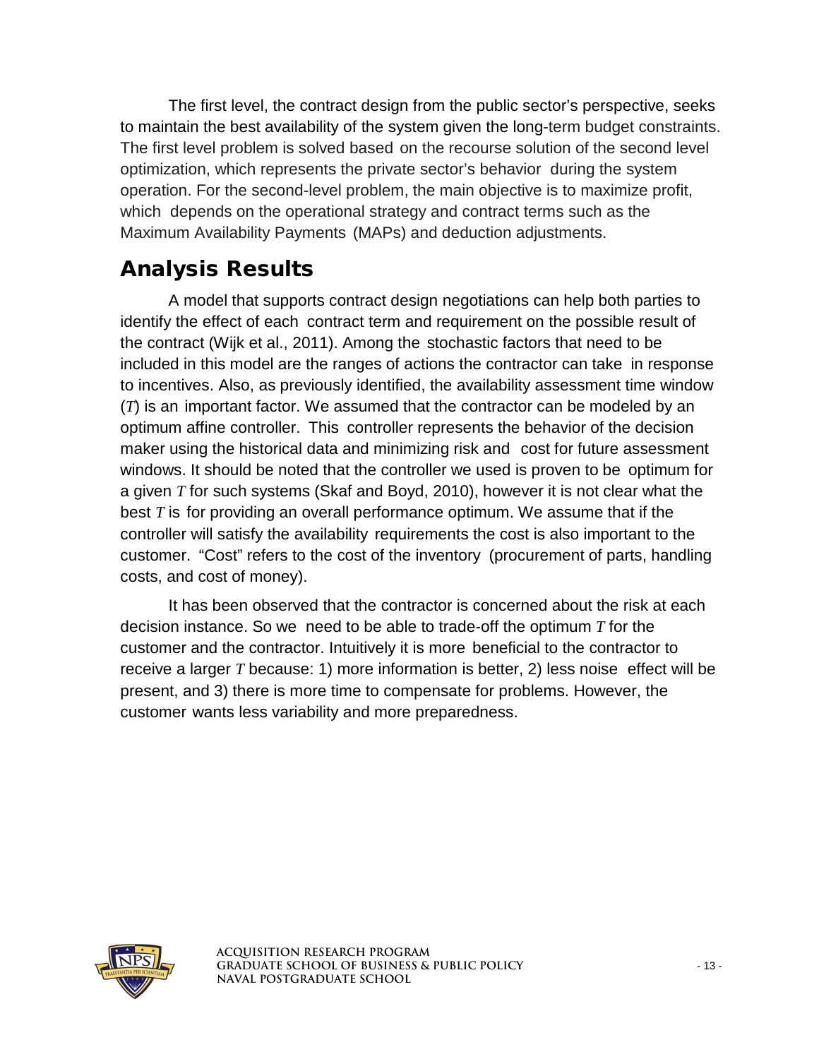The first level, the contract design from the public sector's perspective, seeks to maintain the best availability of the system given the long-term budget constraints. The first level problem is solved based on the recourse solution of the second level optimization, which represents the private sector's behavior during the system operation. For the second-level problem, the main objective is to maximize profit, which depends on the operational strategy and contract terms such as the Maximum Availability Payments (MAPs) and deduction adjustments.

## Analysis Results

A model that supports contract design negotiations can help both parties to identify the effect of each contract term and requirement on the possible result of the contract (Wijk et al., 2011). Among the stochastic factors that need to be included in this model are the ranges of actions the contractor can take in response to incentives. Also, as previously identified, the availability assessment time window ($T$) is an important factor. We assumed that the contractor can be modeled by an optimum affine controller. This controller represents the behavior of the decision maker using the historical data and minimizing risk and cost for future assessment windows. It should be noted that the controller we used is proven to be optimum for a given $T$ for such systems (Skaf and Boyd, 2010), however it is not clear what the best $T$ is for providing an overall performance optimum. We assume that if the controller will satisfy the availability requirements the cost is also important to the customer. "Cost" refers to the cost of the inventory (procurement of parts, handling costs, and cost of money).

It has been observed that the contractor is concerned about the risk at each decision instance. So we need to be able to trade-off the optimum $T$ for the customer and the contractor. Intuitively it is more beneficial to the contractor to receive a larger $T$ because: 1) more information is better, 2) less noise effect will be present, and 3) there is more time to compensate for problems. However, the customer wants less variability and more preparedness.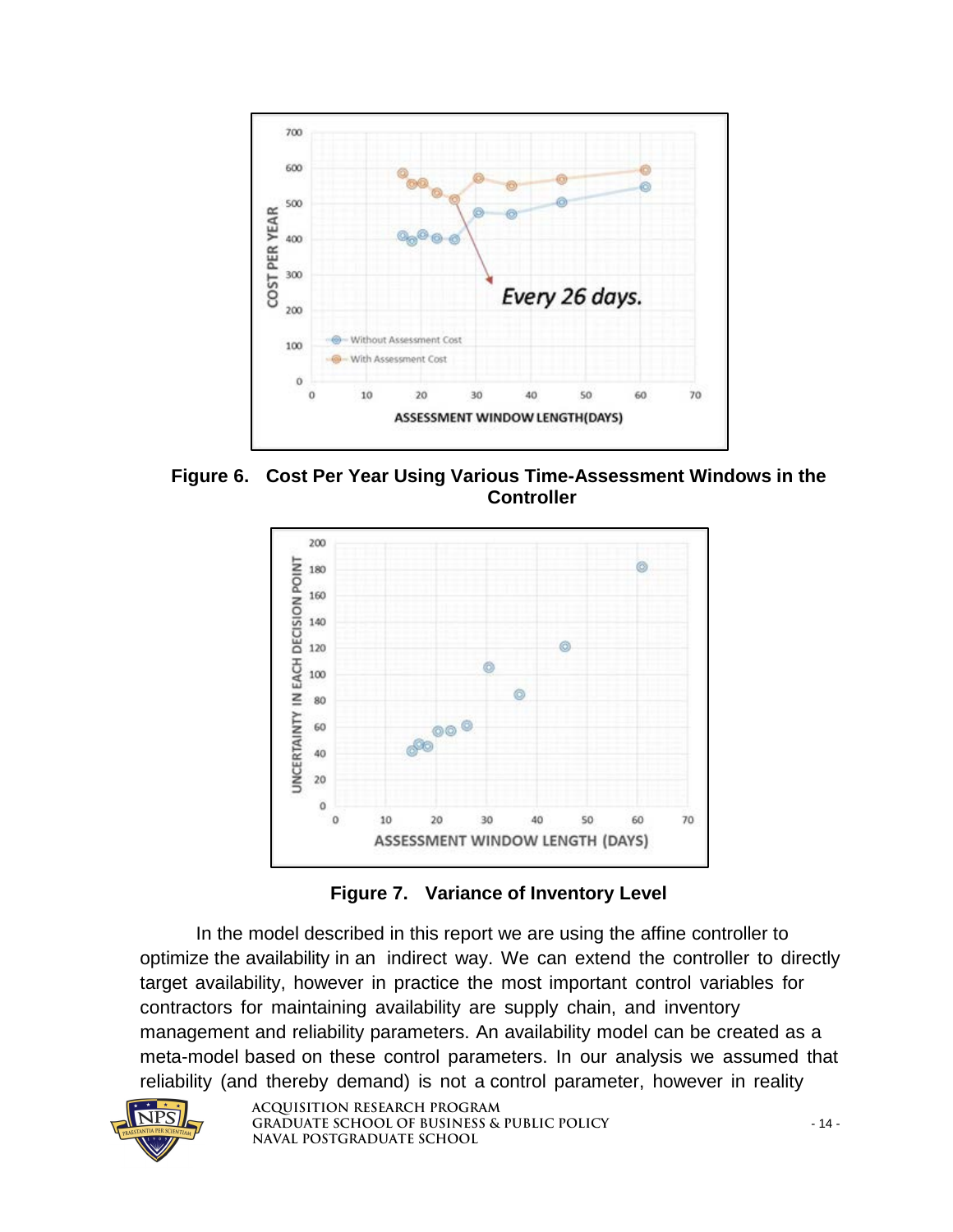COST PER YEAR

700
600
500
400
300
200
100
0

0 10 20 30 40 50 60 70

ASSESSMENT WINDOW LENGTH(DAYS)

Every 26 days.

Without Assessment Cost
With Assessment Cost

**Figure 6. Cost Per Year Using Various Time-Assessment Windows in the Controller**

UNCERTAINTY IN EACH DECISION POINT

200
180
160
140
120
100
80
60
40
20
0

0 10 20 30 40 50 60 70

ASSESSMENT WINDOW LENGTH (DAYS)

**Figure 7. Variance of Inventory Level**

In the model described in this report we are using the affine controller to optimize the availability in an indirect way. We can extend the controller to directly target availability, however in practice the most important control variables for contractors for maintaining availability are supply chain, and inventory management and reliability parameters. An availability model can be created as a meta-model based on these control parameters. In our analysis we assumed that reliability (and thereby demand) is not a control parameter, however in reality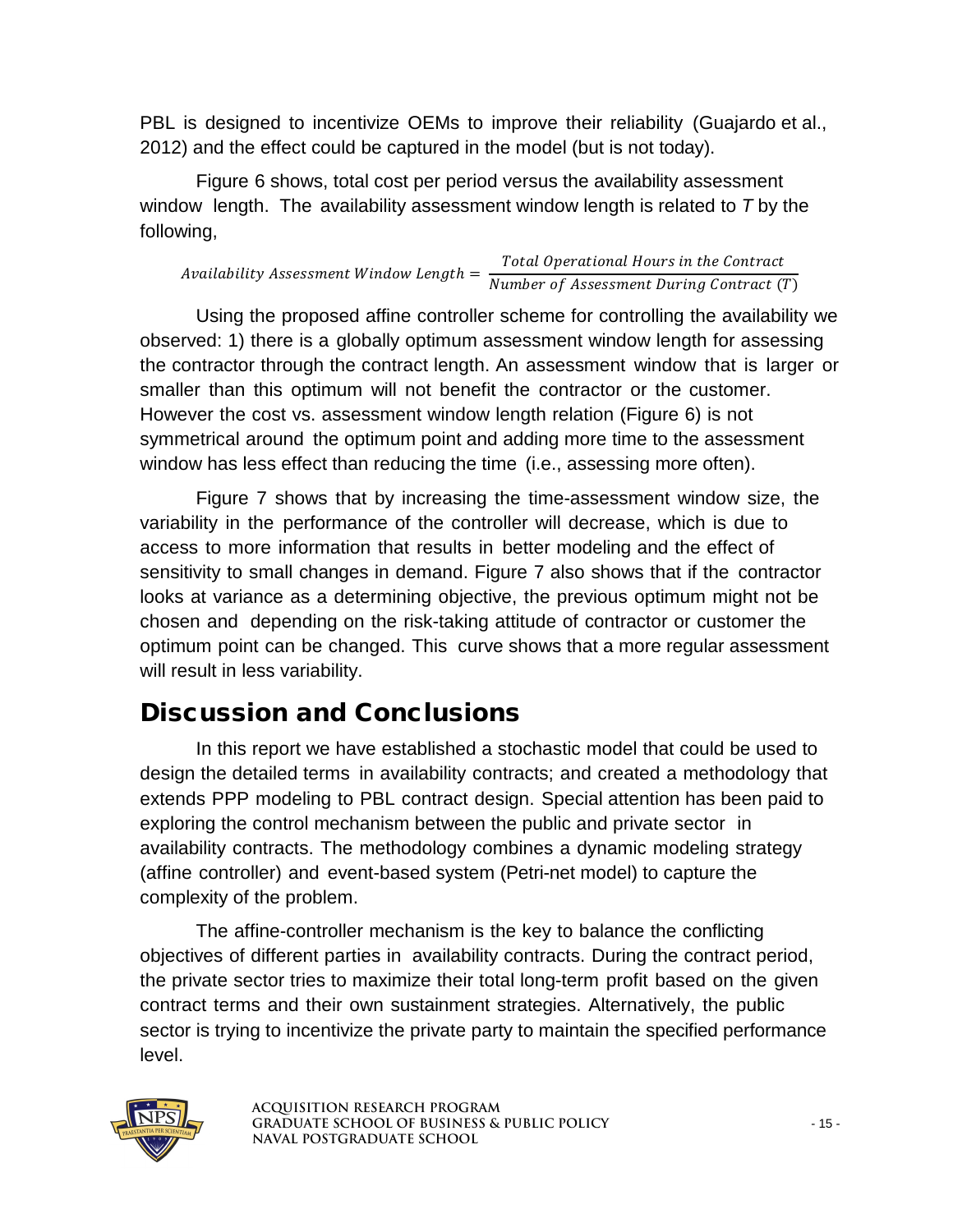PBL is designed to incentivize OEMs to improve their reliability (Guajardo et al., 2012) and the effect could be captured in the model (but is not today).

Figure 6 shows, total cost per period versus the availability assessment window length. The availability assessment window length is related to *T* by the following,

$$Availability\ Assessment\ Window\ Length = \frac{Total\ Operational\ Hours\ in\ the\ Contract}{Number\ of\ Assessment\ During\ Contract\ (T)}$$

Using the proposed affine controller scheme for controlling the availability we observed: 1) there is a globally optimum assessment window length for assessing the contractor through the contract length. An assessment window that is larger or smaller than this optimum will not benefit the contractor or the customer. However the cost vs. assessment window length relation (Figure 6) is not symmetrical around the optimum point and adding more time to the assessment window has less effect than reducing the time (i.e., assessing more often).

Figure 7 shows that by increasing the time-assessment window size, the variability in the performance of the controller will decrease, which is due to access to more information that results in better modeling and the effect of sensitivity to small changes in demand. Figure 7 also shows that if the contractor looks at variance as a determining objective, the previous optimum might not be chosen and depending on the risk-taking attitude of contractor or customer the optimum point can be changed. This curve shows that a more regular assessment will result in less variability.

# Discussion and Conclusions

In this report we have established a stochastic model that could be used to design the detailed terms in availability contracts; and created a methodology that extends PPP modeling to PBL contract design. Special attention has been paid to exploring the control mechanism between the public and private sector in availability contracts. The methodology combines a dynamic modeling strategy (affine controller) and event-based system (Petri-net model) to capture the complexity of the problem.

The affine-controller mechanism is the key to balance the conflicting objectives of different parties in availability contracts. During the contract period, the private sector tries to maximize their total long-term profit based on the given contract terms and their own sustainment strategies. Alternatively, the public sector is trying to incentivize the private party to maintain the specified performance level.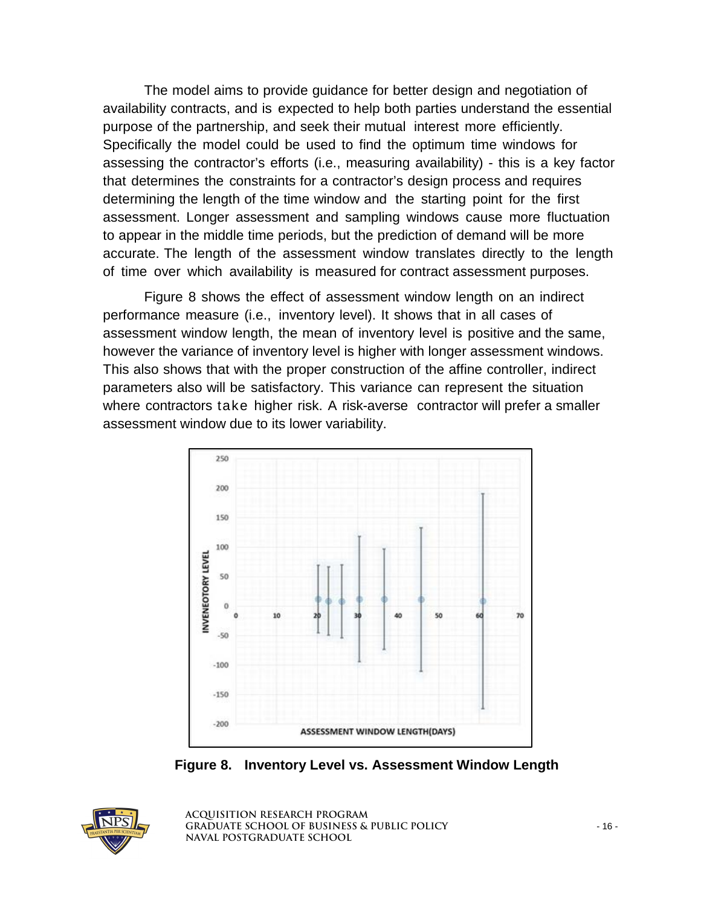The model aims to provide guidance for better design and negotiation of availability contracts, and is expected to help both parties understand the essential purpose of the partnership, and seek their mutual interest more efficiently. Specifically the model could be used to find the optimum time windows for assessing the contractor's efforts (i.e., measuring availability) - this is a key factor that determines the constraints for a contractor's design process and requires determining the length of the time window and the starting point for the first assessment. Longer assessment and sampling windows cause more fluctuation to appear in the middle time periods, but the prediction of demand will be more accurate. The length of the assessment window translates directly to the length of time over which availability is measured for contract assessment purposes.

Figure 8 shows the effect of assessment window length on an indirect performance measure (i.e., inventory level). It shows that in all cases of assessment window length, the mean of inventory level is positive and the same, however the variance of inventory level is higher with longer assessment windows. This also shows that with the proper construction of the affine controller, indirect parameters also will be satisfactory. This variance can represent the situation where contractors take higher risk. A risk-averse contractor will prefer a smaller assessment window due to its lower variability.

**Figure 8. Inventory Level vs. Assessment Window Length**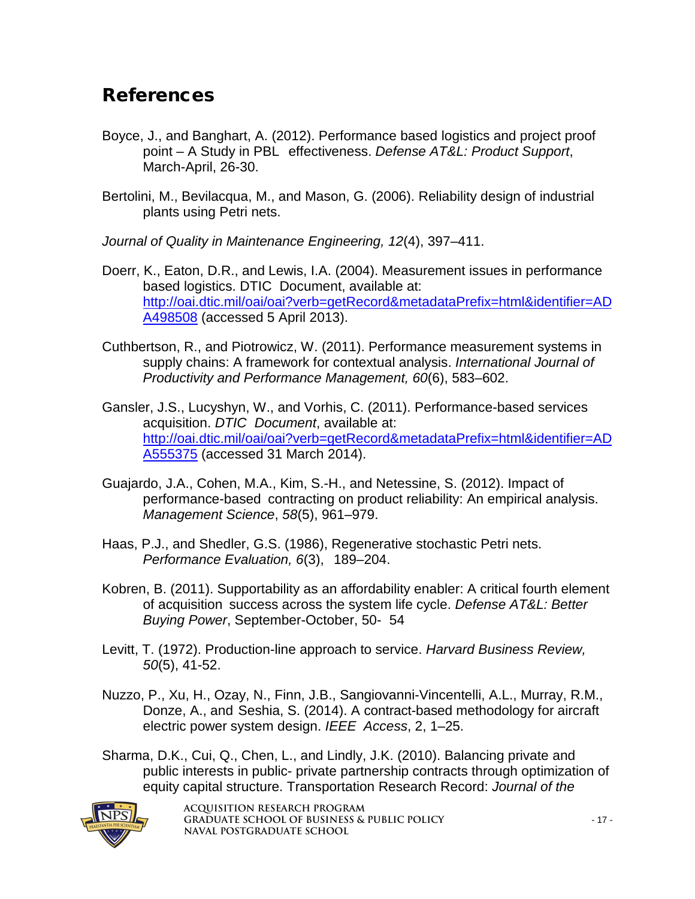## References

Boyce, J., and Banghart, A. (2012). Performance based logistics and project proof point – A Study in PBL effectiveness. *Defense AT&L: Product Support*, March-April, 26-30.

Bertolini, M., Bevilacqua, M., and Mason, G. (2006). Reliability design of industrial plants using Petri nets.

*Journal of Quality in Maintenance Engineering, 12*(4), 397–411.

Doerr, K., Eaton, D.R., and Lewis, I.A. (2004). Measurement issues in performance based logistics. DTIC Document, available at: http://oai.dtic.mil/oai/oai?verb=getRecord&metadataPrefix=html&identifier=ADA498508 (accessed 5 April 2013).

Cuthbertson, R., and Piotrowicz, W. (2011). Performance measurement systems in supply chains: A framework for contextual analysis. *International Journal of Productivity and Performance Management, 60*(6), 583–602.

Gansler, J.S., Lucyshyn, W., and Vorhis, C. (2011). Performance-based services acquisition. *DTIC Document*, available at: http://oai.dtic.mil/oai/oai?verb=getRecord&metadataPrefix=html&identifier=ADA555375 (accessed 31 March 2014).

Guajardo, J.A., Cohen, M.A., Kim, S.-H., and Netessine, S. (2012). Impact of performance-based contracting on product reliability: An empirical analysis. *Management Science*, *58*(5), 961–979.

Haas, P.J., and Shedler, G.S. (1986), Regenerative stochastic Petri nets. *Performance Evaluation, 6*(3), 189–204.

Kobren, B. (2011). Supportability as an affordability enabler: A critical fourth element of acquisition success across the system life cycle. *Defense AT&L: Better Buying Power*, September-October, 50- 54

Levitt, T. (1972). Production-line approach to service. *Harvard Business Review, 50*(5), 41-52.

Nuzzo, P., Xu, H., Ozay, N., Finn, J.B., Sangiovanni-Vincentelli, A.L., Murray, R.M., Donze, A., and Seshia, S. (2014). A contract-based methodology for aircraft electric power system design. *IEEE Access*, 2, 1–25.

Sharma, D.K., Cui, Q., Chen, L., and Lindly, J.K. (2010). Balancing private and public interests in public- private partnership contracts through optimization of equity capital structure. Transportation Research Record: *Journal of the*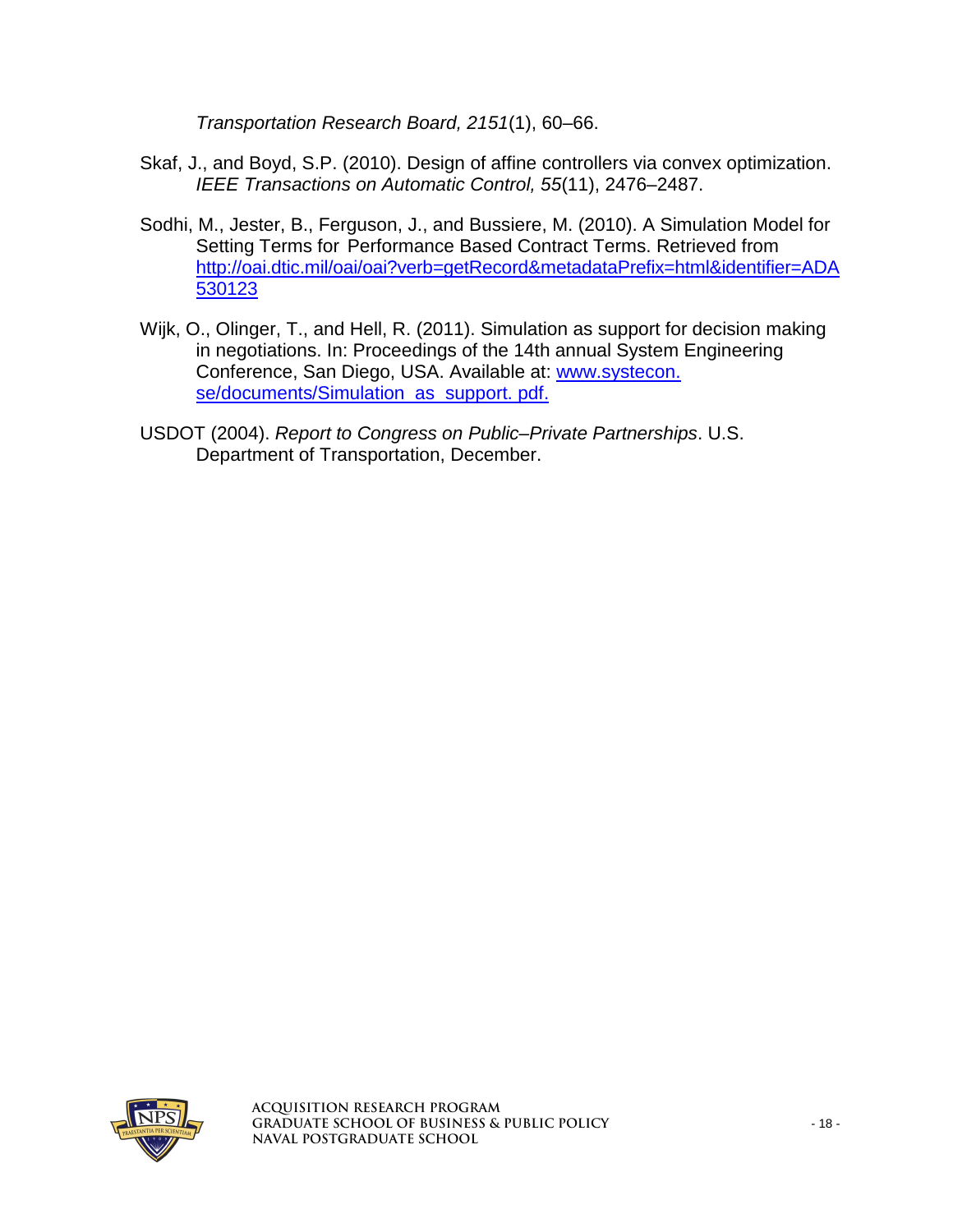*Transportation Research Board, 2151*(1), 60–66.

Skaf, J., and Boyd, S.P. (2010). Design of affine controllers via convex optimization. *IEEE Transactions on Automatic Control, 55*(11), 2476–2487.

Sodhi, M., Jester, B., Ferguson, J., and Bussiere, M. (2010). A Simulation Model for Setting Terms for Performance Based Contract Terms. Retrieved from [http://oai.dtic.mil/oai/oai?verb=getRecord&metadataPrefix=html&identifier=ADA530123](http://oai.dtic.mil/oai/oai?verb=getRecord&metadataPrefix=html&identifier=ADA530123)

Wijk, O., Olinger, T., and Hell, R. (2011). Simulation as support for decision making in negotiations. In: Proceedings of the 14th annual System Engineering Conference, San Diego, USA. Available at: www.systecon. se/documents/Simulation_as_support. pdf.

USDOT (2004). *Report to Congress on Public–Private Partnerships*. U.S. Department of Transportation, December.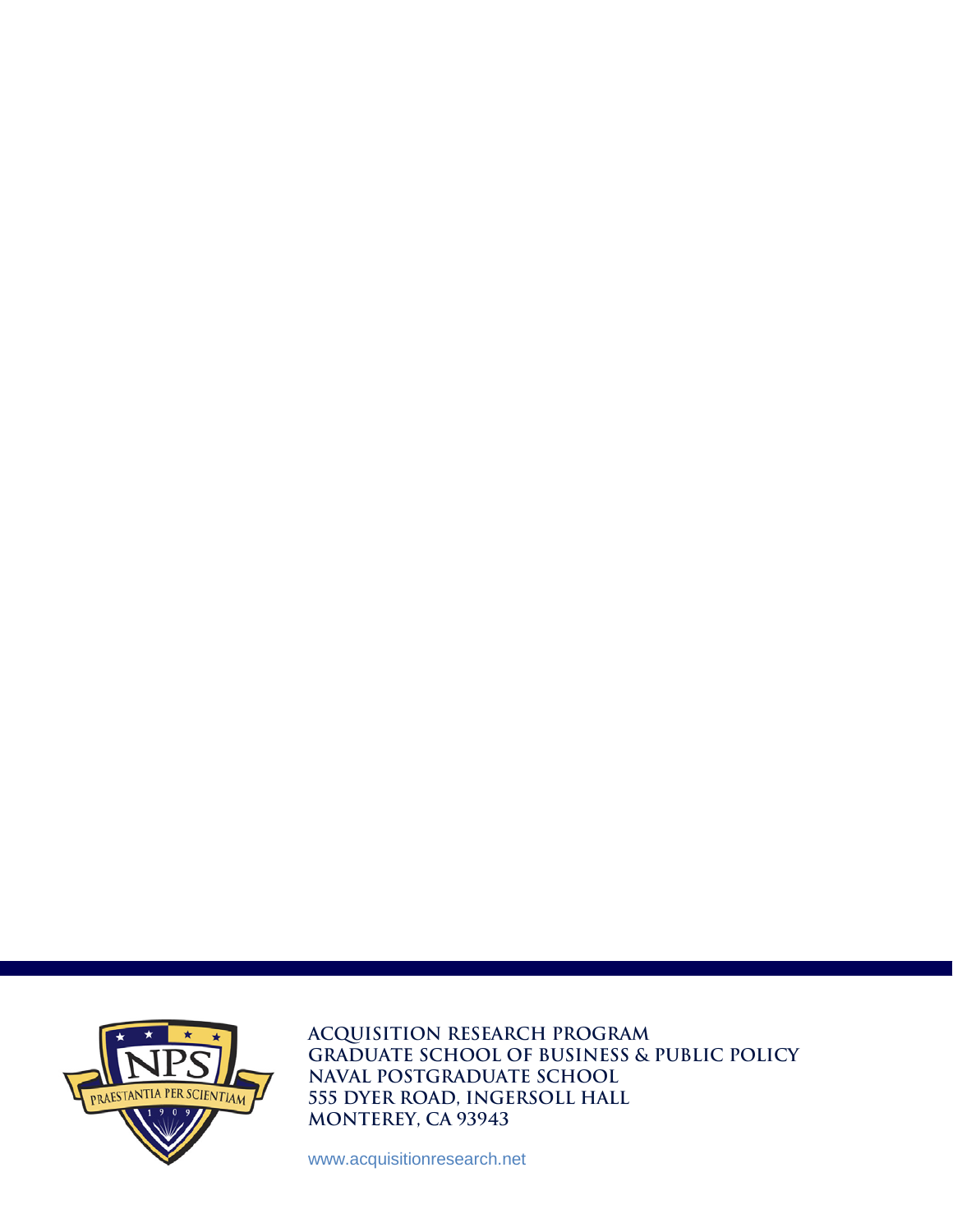ACQUISITION RESEARCH PROGRAM
GRADUATE SCHOOL OF BUSINESS & PUBLIC POLICY
NAVAL POSTGRADUATE SCHOOL
555 DYER ROAD, INGERSOLL HALL
MONTEREY, CA 93943

www.acquisitionresearch.net